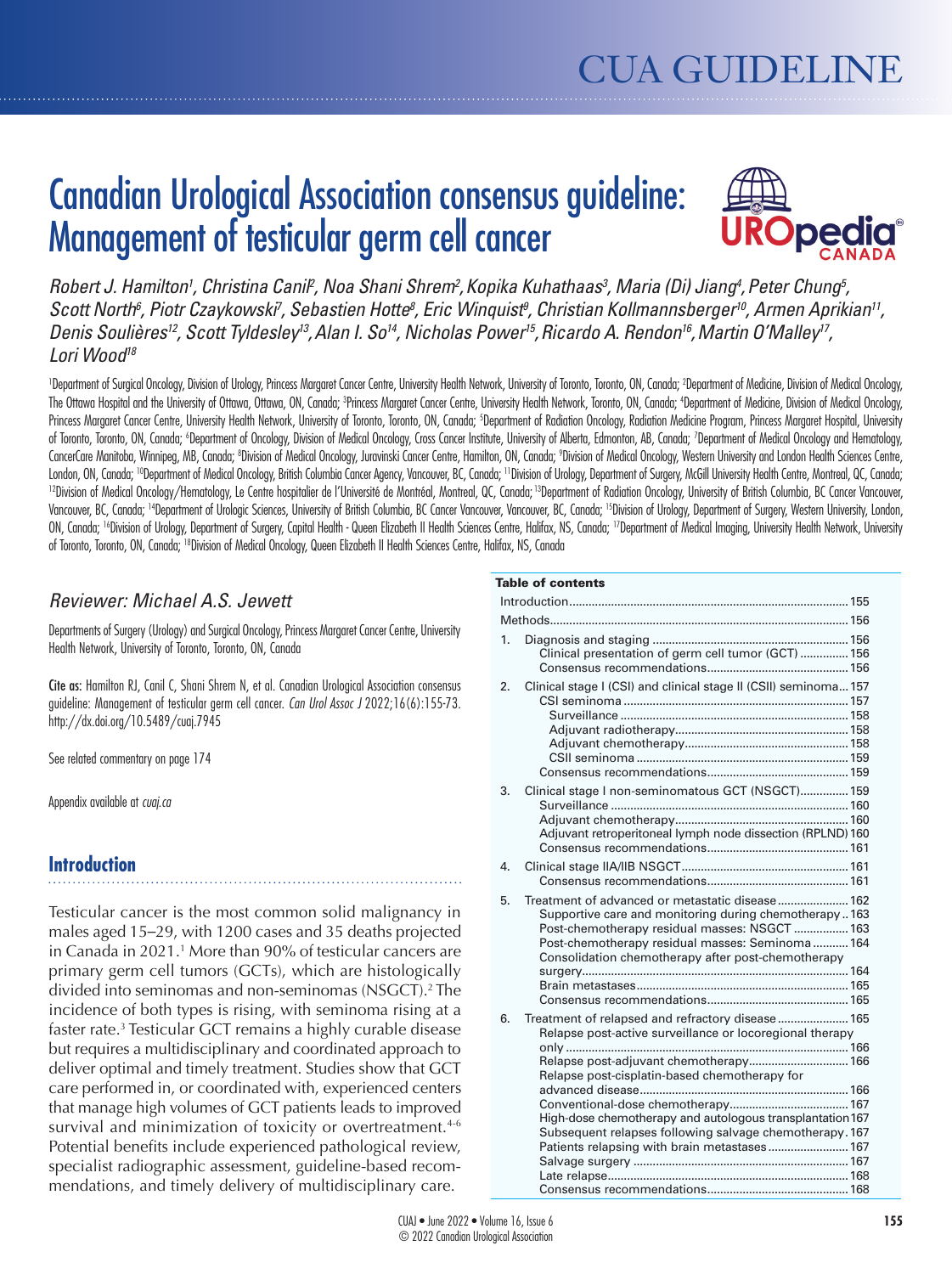# Canadian Urological Association consensus guideline: Management of testicular germ cell cancer

*Robert J. Hamilton[1], Christina Canil[2], Noa Shani Shrem[2], Kopika Kuhathaas[3], Maria (Di) Jiang[4], Peter Chung[5], Scott North[6], Piotr Czaykowski[7], Sebastien Hotte[8], Eric Winquist[9], Christian Kollmannsberger[10], Armen Aprikian[11], Denis Soulières[12], Scott Tyldesley[13], Alan I. So[14], Nicholas Power[15], Ricardo A. Rendon[16], Martin O'Malley[17], Lori Wood[18]*

[1]Department of Surgical Oncology, Division of Urology, Princess Margaret Cancer Centre, University Health Network, University of Toronto, Toronto, ON, Canada; [2]Department of Medicine, Division of Medical Oncology, The Ottawa Hospital and the University of Ottawa, Ottawa, ON, Canada; [3]Princess Margaret Cancer Centre, University Health Network, Toronto, ON, Canada; [4]Department of Medicine, Division of Medical Oncology, Princess Margaret Cancer Centre, University Health Network, University of Toronto, Toronto, ON, Canada; [5]Department of Radiation Oncology, Radiation Medicine Program, Princess Margaret Hospital, University of Toronto, Toronto, ON, Canada; [6]Department of Oncology, Division of Medical Oncology, Cross Cancer Institute, University of Alberta, Edmonton, AB, Canada; [7]Department of Medical Oncology and Hematology, CancerCare Manitoba, Winnipeg, MB, Canada; [8]Division of Medical Oncology, Juravinski Cancer Centre, Hamilton, ON, Canada; [9]Division of Medical Oncology, Western University and London Health Sciences Centre, London, ON, Canada; [10]Department of Medical Oncology, British Columbia Cancer Agency, Vancouver, BC, Canada; [11]Division of Urology, Department of Surgery, McGill University Health Centre, Montreal, QC, Canada; [12]Division of Medical Oncology/Hematology, Le Centre hospitalier de l'Université de Montréal, Montreal, QC, Canada; [13]Department of Radiation Oncology, University of British Columbia, BC Cancer Vancouver, Vancouver, BC, Canada; [14]Department of Urologic Sciences, University of British Columbia, BC Cancer Vancouver, Vancouver, BC, Canada; [15]Division of Urology, Department of Surgery, Western University, London, ON, Canada; [16]Division of Urology, Department of Surgery, Capital Health - Queen Elizabeth II Health Sciences Centre, Halifax, NS, Canada; [17]Department of Medical Imaging, University Health Network, University of Toronto, Toronto, ON, Canada; [18]Division of Medical Oncology, Queen Elizabeth II Health Sciences Centre, Halifax, NS, Canada

*Reviewer: Michael A.S. Jewett*

Departments of Surgery (Urology) and Surgical Oncology, Princess Margaret Cancer Centre, University Health Network, University of Toronto, Toronto, ON, Canada

Cite as: Hamilton RJ, Canil C, Shani Shrem N, et al. Canadian Urological Association consensus guideline: Management of testicular germ cell cancer. *Can Urol Assoc J* 2022;16(6):155-73. http://dx.doi.org/10.5489/cuaj.7945

See related commentary on page 174

Appendix available at *cuaj.ca*

## Introduction

Testicular cancer is the most common solid malignancy in males aged 15–29, with 1200 cases and 35 deaths projected in Canada in 2021.[1] More than 90% of testicular cancers are primary germ cell tumors (GCTs), which are histologically divided into seminomas and non-seminomas (NSGCT).[2] The incidence of both types is rising, with seminoma rising at a faster rate.[3] Testicular GCT remains a highly curable disease but requires a multidisciplinary and coordinated approach to deliver optimal and timely treatment. Studies show that GCT care performed in, or coordinated with, experienced centers that manage high volumes of GCT patients leads to improved survival and minimization of toxicity or overtreatment.[4-6] Potential benefits include experienced pathological review, specialist radiographic assessment, guideline-based recommendations, and timely delivery of multidisciplinary care.

**Table of contents**

| | | |
|---|---|---|
| | Introduction | 155 |
| | Methods | 156 |
| 1. | Diagnosis and staging | 156 |
| | Clinical presentation of germ cell tumor (GCT) | 156 |
| | Consensus recommendations | 156 |
| 2. | Clinical stage I (CSI) and clinical stage II (CSII) seminoma | 157 |
| | CSI seminoma | 157 |
| | Surveillance | 158 |
| | Adjuvant radiotherapy | 158 |
| | Adjuvant chemotherapy | 158 |
| | CSII seminoma | 159 |
| | Consensus recommendations | 159 |
| 3. | Clinical stage I non-seminomatous GCT (NSGCT) | 159 |
| | Surveillance | 160 |
| | Adjuvant chemotherapy | 160 |
| | Adjuvant retroperitoneal lymph node dissection (RPLND) | 160 |
| | Consensus recommendations | 161 |
| 4. | Clinical stage IIA/IIB NSGCT | 161 |
| | Consensus recommendations | 161 |
| 5. | Treatment of advanced or metastatic disease | 162 |
| | Supportive care and monitoring during chemotherapy | 163 |
| | Post-chemotherapy residual masses: NSGCT | 163 |
| | Post-chemotherapy residual masses: Seminoma | 164 |
| | Consolidation chemotherapy after post-chemotherapy surgery | 164 |
| | Brain metastases | 165 |
| | Consensus recommendations | 165 |
| 6. | Treatment of relapsed and refractory disease | 165 |
| | Relapse post-active surveillance or locoregional therapy only | 166 |
| | Relapse post-adjuvant chemotherapy | 166 |
| | Relapse post-cisplatin-based chemotherapy for advanced disease | 166 |
| | Conventional-dose chemotherapy | 167 |
| | High-dose chemotherapy and autologous transplantation | 167 |
| | Subsequent relapses following salvage chemotherapy | 167 |
| | Patients relapsing with brain metastases | 167 |
| | Salvage surgery | 167 |
| | Late relapse | 168 |
| | Consensus recommendations | 168 |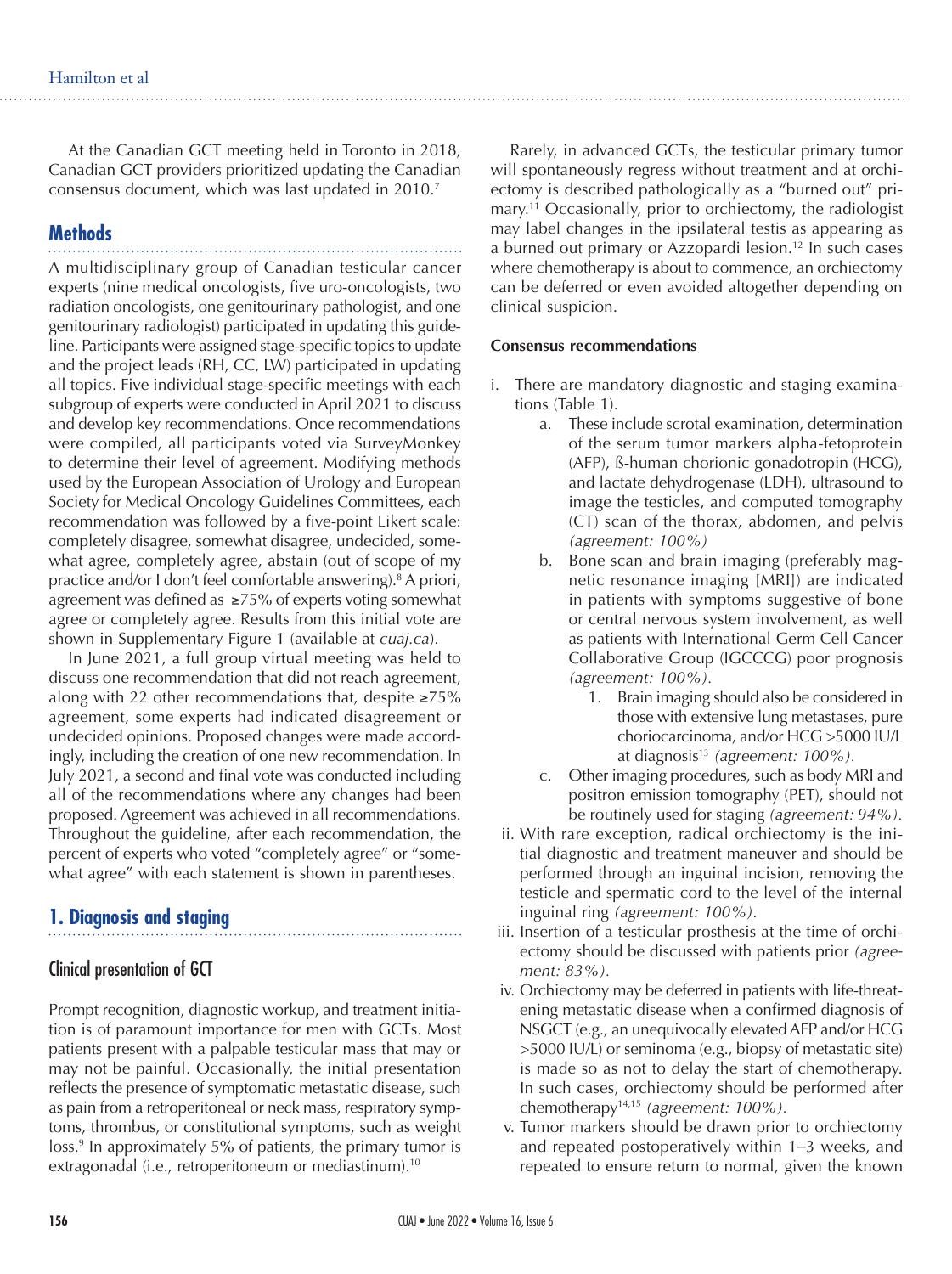At the Canadian GCT meeting held in Toronto in 2018, Canadian GCT providers prioritized updating the Canadian consensus document, which was last updated in 2010.[7]

## Methods

A multidisciplinary group of Canadian testicular cancer experts (nine medical oncologists, five uro-oncologists, two radiation oncologists, one genitourinary pathologist, and one genitourinary radiologist) participated in updating this guideline. Participants were assigned stage-specific topics to update and the project leads (RH, CC, LW) participated in updating all topics. Five individual stage-specific meetings with each subgroup of experts were conducted in April 2021 to discuss and develop key recommendations. Once recommendations were compiled, all participants voted via SurveyMonkey to determine their level of agreement. Modifying methods used by the European Association of Urology and European Society for Medical Oncology Guidelines Committees, each recommendation was followed by a five-point Likert scale: completely disagree, somewhat disagree, undecided, somewhat agree, completely agree, abstain (out of scope of my practice and/or I don't feel comfortable answering).[8] A priori, agreement was defined as ≥75% of experts voting somewhat agree or completely agree. Results from this initial vote are shown in Supplementary Figure 1 (available at *cuaj.ca*).

In June 2021, a full group virtual meeting was held to discuss one recommendation that did not reach agreement, along with 22 other recommendations that, despite ≥75% agreement, some experts had indicated disagreement or undecided opinions. Proposed changes were made accordingly, including the creation of one new recommendation. In July 2021, a second and final vote was conducted including all of the recommendations where any changes had been proposed. Agreement was achieved in all recommendations. Throughout the guideline, after each recommendation, the percent of experts who voted "completely agree" or "somewhat agree" with each statement is shown in parentheses.

## 1. Diagnosis and staging

### Clinical presentation of GCT

Prompt recognition, diagnostic workup, and treatment initiation is of paramount importance for men with GCTs. Most patients present with a palpable testicular mass that may or may not be painful. Occasionally, the initial presentation reflects the presence of symptomatic metastatic disease, such as pain from a retroperitoneal or neck mass, respiratory symptoms, thrombus, or constitutional symptoms, such as weight loss.[9] In approximately 5% of patients, the primary tumor is extragonadal (i.e., retroperitoneum or mediastinum).[10]

Rarely, in advanced GCTs, the testicular primary tumor will spontaneously regress without treatment and at orchiectomy is described pathologically as a "burned out" primary.[11] Occasionally, prior to orchiectomy, the radiologist may label changes in the ipsilateral testis as appearing as a burned out primary or Azzopardi lesion.[12] In such cases where chemotherapy is about to commence, an orchiectomy can be deferred or even avoided altogether depending on clinical suspicion.

**Consensus recommendations**

i. There are mandatory diagnostic and staging examinations (Table 1).
   a. These include scrotal examination, determination of the serum tumor markers alpha-fetoprotein (AFP), ß-human chorionic gonadotropin (HCG), and lactate dehydrogenase (LDH), ultrasound to image the testicles, and computed tomography (CT) scan of the thorax, abdomen, and pelvis *(agreement: 100%)*
   b. Bone scan and brain imaging (preferably magnetic resonance imaging [MRI]) are indicated in patients with symptoms suggestive of bone or central nervous system involvement, as well as patients with International Germ Cell Cancer Collaborative Group (IGCCCG) poor prognosis *(agreement: 100%)*.
      1. Brain imaging should also be considered in those with extensive lung metastases, pure choriocarcinoma, and/or HCG >5000 IU/L at diagnosis[13] *(agreement: 100%)*.
   c. Other imaging procedures, such as body MRI and positron emission tomography (PET), should not be routinely used for staging *(agreement: 94%)*.

ii. With rare exception, radical orchiectomy is the initial diagnostic and treatment maneuver and should be performed through an inguinal incision, removing the testicle and spermatic cord to the level of the internal inguinal ring *(agreement: 100%)*.

iii. Insertion of a testicular prosthesis at the time of orchiectomy should be discussed with patients prior *(agreement: 83%)*.

iv. Orchiectomy may be deferred in patients with life-threatening metastatic disease when a confirmed diagnosis of NSGCT (e.g., an unequivocally elevated AFP and/or HCG >5000 IU/L) or seminoma (e.g., biopsy of metastatic site) is made so as not to delay the start of chemotherapy. In such cases, orchiectomy should be performed after chemotherapy[14,15] *(agreement: 100%)*.

v. Tumor markers should be drawn prior to orchiectomy and repeated postoperatively within 1–3 weeks, and repeated to ensure return to normal, given the known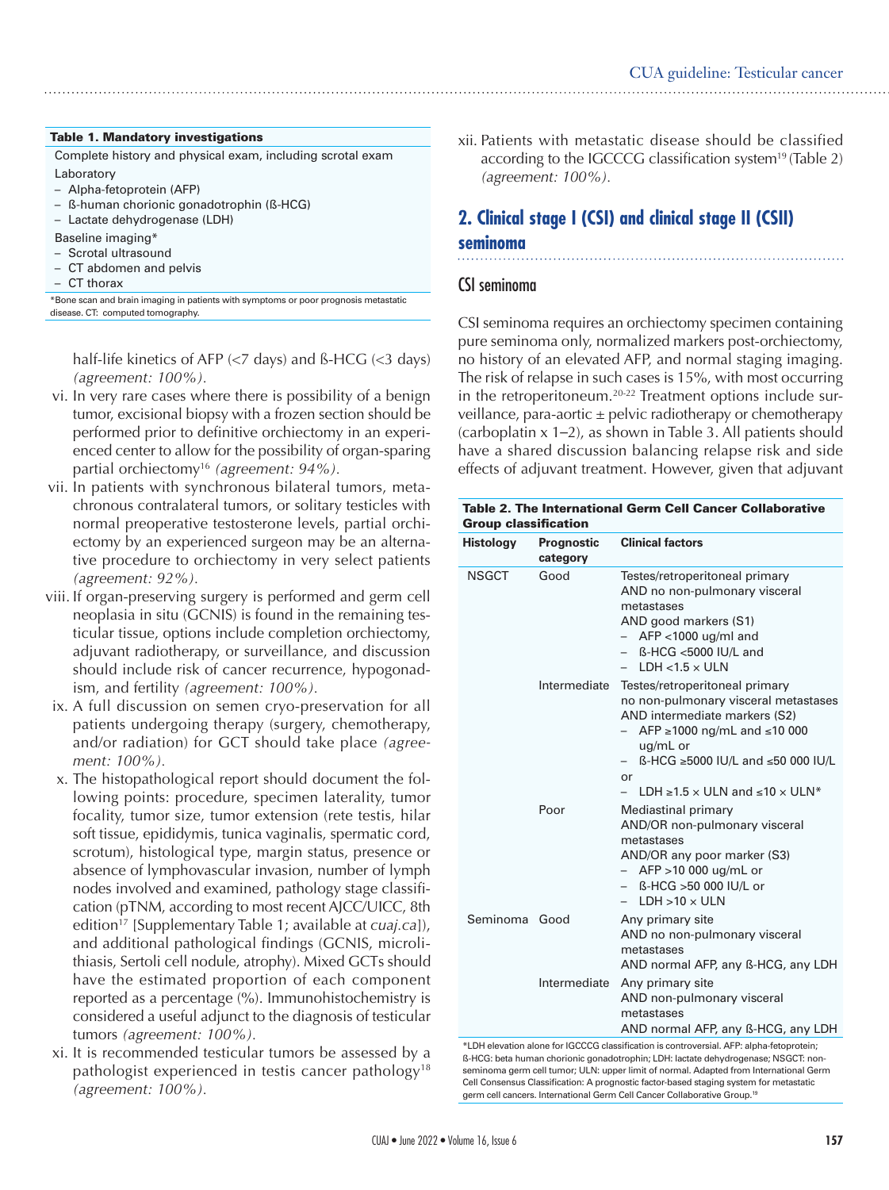**Table 1. Mandatory investigations**

| |
|---|
| Complete history and physical exam, including scrotal exam |
| Laboratory |
| – Alpha-fetoprotein (AFP) |
| – ß-human chorionic gonadotrophin (ß-HCG) |
| – Lactate dehydrogenase (LDH) |
| Baseline imaging* |
| – Scrotal ultrasound |
| – CT abdomen and pelvis |
| – CT thorax |

*Bone scan and brain imaging in patients with symptoms or poor prognosis metastatic disease. CT: computed tomography.

half-life kinetics of AFP (<7 days) and ß-HCG (<3 days) *(agreement: 100%).*

vi. In very rare cases where there is possibility of a benign tumor, excisional biopsy with a frozen section should be performed prior to definitive orchiectomy in an experienced center to allow for the possibility of organ-sparing partial orchiectomy[16] *(agreement: 94%).*

vii. In patients with synchronous bilateral tumors, metachronous contralateral tumors, or solitary testicles with normal preoperative testosterone levels, partial orchiectomy by an experienced surgeon may be an alternative procedure to orchiectomy in very select patients *(agreement: 92%).*

viii. If organ-preserving surgery is performed and germ cell neoplasia in situ (GCNIS) is found in the remaining testicular tissue, options include completion orchiectomy, adjuvant radiotherapy, or surveillance, and discussion should include risk of cancer recurrence, hypogonadism, and fertility *(agreement: 100%).*

ix. A full discussion on semen cryo-preservation for all patients undergoing therapy (surgery, chemotherapy, and/or radiation) for GCT should take place *(agreement: 100%).*

x. The histopathological report should document the following points: procedure, specimen laterality, tumor focality, tumor size, tumor extension (rete testis, hilar soft tissue, epididymis, tunica vaginalis, spermatic cord, scrotum), histological type, margin status, presence or absence of lymphovascular invasion, number of lymph nodes involved and examined, pathology stage classification (pTNM, according to most recent AJCC/UICC, 8th edition[17] [Supplementary Table 1; available at *cuaj.ca*]), and additional pathological findings (GCNIS, microlithiasis, Sertoli cell nodule, atrophy). Mixed GCTs should have the estimated proportion of each component reported as a percentage (%). Immunohistochemistry is considered a useful adjunct to the diagnosis of testicular tumors *(agreement: 100%).*

xi. It is recommended testicular tumors be assessed by a pathologist experienced in testis cancer pathology[18] *(agreement: 100%).*

xii. Patients with metastatic disease should be classified according to the IGCCCG classification system[19] (Table 2) *(agreement: 100%).*

## 2. Clinical stage I (CSI) and clinical stage II (CSII) seminoma

### CSI seminoma

CSI seminoma requires an orchiectomy specimen containing pure seminoma only, normalized markers post-orchiectomy, no history of an elevated AFP, and normal staging imaging. The risk of relapse in such cases is 15%, with most occurring in the retroperitoneum.[20-22] Treatment options include surveillance, para-aortic ± pelvic radiotherapy or chemotherapy (carboplatin x 1–2), as shown in Table 3. All patients should have a shared discussion balancing relapse risk and side effects of adjuvant treatment. However, given that adjuvant

**Table 2. The International Germ Cell Cancer Collaborative Group classification**

| Histology | Prognostic category | Clinical factors |
|---|---|---|
| NSGCT | Good | Testes/retroperitoneal primary<br>AND no non-pulmonary visceral metastases<br>AND good markers (S1)<br>– AFP <1000 ug/ml and<br>– ß-HCG <5000 IU/L and<br>– LDH <1.5 × ULN |
| | Intermediate | Testes/retroperitoneal primary<br>no non-pulmonary visceral metastases<br>AND intermediate markers (S2)<br>– AFP ≥1000 ng/mL and ≤10 000 ug/mL or<br>– ß-HCG ≥5000 IU/L and ≤50 000 IU/L or<br>– LDH ≥1.5 × ULN and ≤10 × ULN* |
| | Poor | Mediastinal primary<br>AND/OR non-pulmonary visceral metastases<br>AND/OR any poor marker (S3)<br>– AFP >10 000 ug/mL or<br>– ß-HCG >50 000 IU/L or<br>– LDH >10 × ULN |
| Seminoma | Good | Any primary site<br>AND no non-pulmonary visceral metastases<br>AND normal AFP, any ß-HCG, any LDH |
| | Intermediate | Any primary site<br>AND non-pulmonary visceral metastases<br>AND normal AFP, any ß-HCG, any LDH |

*LDH elevation alone for IGCCCG classification is controversial. AFP: alpha-fetoprotein; ß-HCG: beta human chorionic gonadotrophin; LDH: lactate dehydrogenase; NSGCT: non-seminoma germ cell tumor; ULN: upper limit of normal. Adapted from International Germ Cell Consensus Classification: A prognostic factor-based staging system for metastatic germ cell cancers. International Germ Cell Cancer Collaborative Group.[19]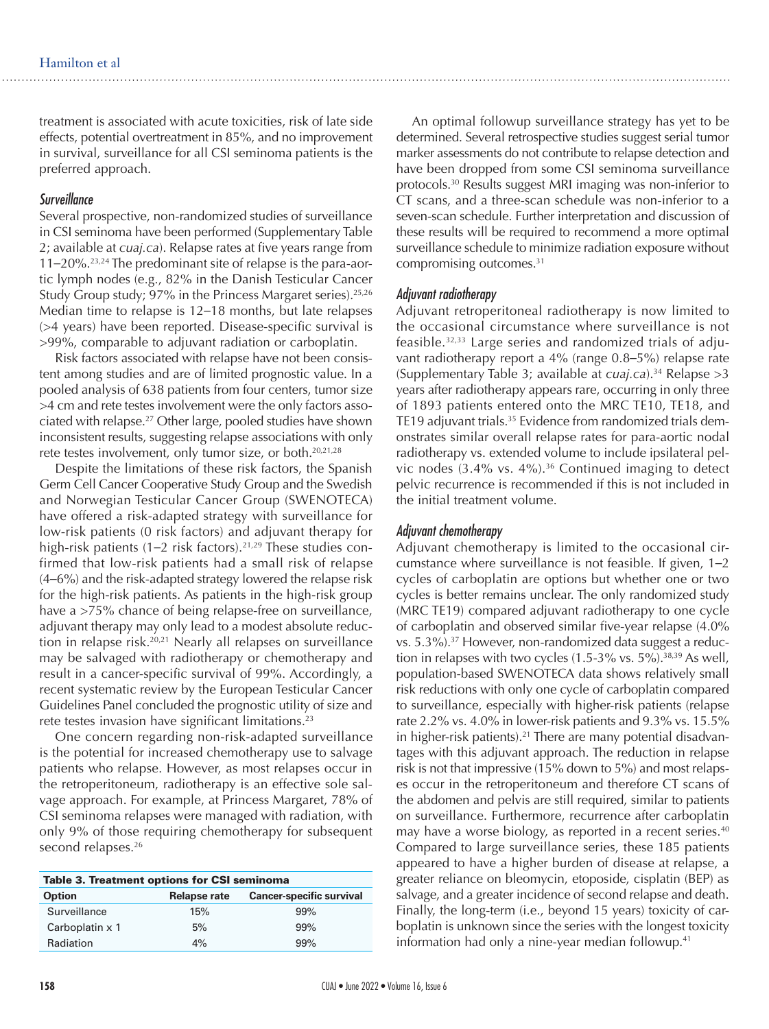treatment is associated with acute toxicities, risk of late side effects, potential overtreatment in 85%, and no improvement in survival, surveillance for all CSI seminoma patients is the preferred approach.

### *Surveillance*

Several prospective, non-randomized studies of surveillance in CSI seminoma have been performed (Supplementary Table 2; available at *cuaj.ca*). Relapse rates at five years range from 11–20%.[23,24] The predominant site of relapse is the para-aortic lymph nodes (e.g., 82% in the Danish Testicular Cancer Study Group study; 97% in the Princess Margaret series).[25,26] Median time to relapse is 12–18 months, but late relapses (>4 years) have been reported. Disease-specific survival is >99%, comparable to adjuvant radiation or carboplatin.

Risk factors associated with relapse have not been consistent among studies and are of limited prognostic value. In a pooled analysis of 638 patients from four centers, tumor size >4 cm and rete testes involvement were the only factors associated with relapse.[27] Other large, pooled studies have shown inconsistent results, suggesting relapse associations with only rete testes involvement, only tumor size, or both.[20,21,28]

Despite the limitations of these risk factors, the Spanish Germ Cell Cancer Cooperative Study Group and the Swedish and Norwegian Testicular Cancer Group (SWENOTECA) have offered a risk-adapted strategy with surveillance for low-risk patients (0 risk factors) and adjuvant therapy for high-risk patients (1–2 risk factors).[21,29] These studies confirmed that low-risk patients had a small risk of relapse (4–6%) and the risk-adapted strategy lowered the relapse risk for the high-risk patients. As patients in the high-risk group have a >75% chance of being relapse-free on surveillance, adjuvant therapy may only lead to a modest absolute reduction in relapse risk.[20,21] Nearly all relapses on surveillance may be salvaged with radiotherapy or chemotherapy and result in a cancer-specific survival of 99%. Accordingly, a recent systematic review by the European Testicular Cancer Guidelines Panel concluded the prognostic utility of size and rete testes invasion have significant limitations.[23]

One concern regarding non-risk-adapted surveillance is the potential for increased chemotherapy use to salvage patients who relapse. However, as most relapses occur in the retroperitoneum, radiotherapy is an effective sole salvage approach. For example, at Princess Margaret, 78% of CSI seminoma relapses were managed with radiation, with only 9% of those requiring chemotherapy for subsequent second relapses.[26]

**Table 3. Treatment options for CSI seminoma**

| Option | Relapse rate | Cancer-specific survival |
|---|---|---|
| Surveillance | 15% | 99% |
| Carboplatin x 1 | 5% | 99% |
| Radiation | 4% | 99% |

An optimal followup surveillance strategy has yet to be determined. Several retrospective studies suggest serial tumor marker assessments do not contribute to relapse detection and have been dropped from some CSI seminoma surveillance protocols.[30] Results suggest MRI imaging was non-inferior to CT scans, and a three-scan schedule was non-inferior to a seven-scan schedule. Further interpretation and discussion of these results will be required to recommend a more optimal surveillance schedule to minimize radiation exposure without compromising outcomes.[31]

### *Adjuvant radiotherapy*

Adjuvant retroperitoneal radiotherapy is now limited to the occasional circumstance where surveillance is not feasible.[32,33] Large series and randomized trials of adjuvant radiotherapy report a 4% (range 0.8–5%) relapse rate (Supplementary Table 3; available at *cuaj.ca*).[34] Relapse >3 years after radiotherapy appears rare, occurring in only three of 1893 patients entered onto the MRC TE10, TE18, and TE19 adjuvant trials.[35] Evidence from randomized trials demonstrates similar overall relapse rates for para-aortic nodal radiotherapy vs. extended volume to include ipsilateral pelvic nodes (3.4% vs. 4%).[36] Continued imaging to detect pelvic recurrence is recommended if this is not included in the initial treatment volume.

### *Adjuvant chemotherapy*

Adjuvant chemotherapy is limited to the occasional circumstance where surveillance is not feasible. If given, 1–2 cycles of carboplatin are options but whether one or two cycles is better remains unclear. The only randomized study (MRC TE19) compared adjuvant radiotherapy to one cycle of carboplatin and observed similar five-year relapse (4.0% vs. 5.3%).[37] However, non-randomized data suggest a reduction in relapses with two cycles (1.5-3% vs. 5%).[38,39] As well, population-based SWENOTECA data shows relatively small risk reductions with only one cycle of carboplatin compared to surveillance, especially with higher-risk patients (relapse rate 2.2% vs. 4.0% in lower-risk patients and 9.3% vs. 15.5% in higher-risk patients).[21] There are many potential disadvantages with this adjuvant approach. The reduction in relapse risk is not that impressive (15% down to 5%) and most relapses occur in the retroperitoneum and therefore CT scans of the abdomen and pelvis are still required, similar to patients on surveillance. Furthermore, recurrence after carboplatin may have a worse biology, as reported in a recent series.[40] Compared to large surveillance series, these 185 patients appeared to have a higher burden of disease at relapse, a greater reliance on bleomycin, etoposide, cisplatin (BEP) as salvage, and a greater incidence of second relapse and death. Finally, the long-term (i.e., beyond 15 years) toxicity of carboplatin is unknown since the series with the longest toxicity information had only a nine-year median followup.[41]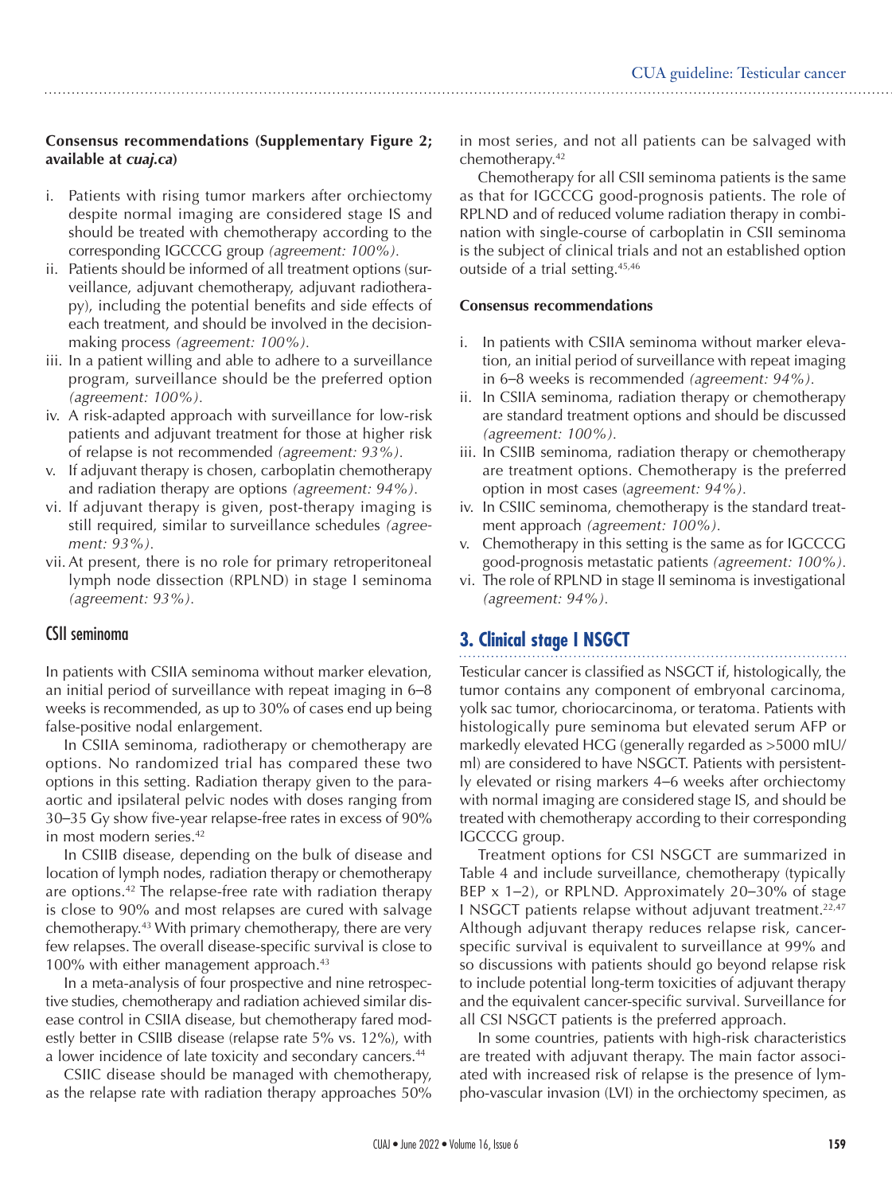**Consensus recommendations (Supplementary Figure 2; available at *cuaj.ca*)**

i. Patients with rising tumor markers after orchiectomy despite normal imaging are considered stage IS and should be treated with chemotherapy according to the corresponding IGCCCG group *(agreement: 100%)*.
ii. Patients should be informed of all treatment options (surveillance, adjuvant chemotherapy, adjuvant radiotherapy), including the potential benefits and side effects of each treatment, and should be involved in the decision-making process *(agreement: 100%)*.
iii. In a patient willing and able to adhere to a surveillance program, surveillance should be the preferred option *(agreement: 100%)*.
iv. A risk-adapted approach with surveillance for low-risk patients and adjuvant treatment for those at higher risk of relapse is not recommended *(agreement: 93%)*.
v. If adjuvant therapy is chosen, carboplatin chemotherapy and radiation therapy are options *(agreement: 94%)*.
vi. If adjuvant therapy is given, post-therapy imaging is still required, similar to surveillance schedules *(agreement: 93%)*.
vii. At present, there is no role for primary retroperitoneal lymph node dissection (RPLND) in stage I seminoma *(agreement: 93%)*.

### CSII seminoma

In patients with CSIIA seminoma without marker elevation, an initial period of surveillance with repeat imaging in 6–8 weeks is recommended, as up to 30% of cases end up being false-positive nodal enlargement.

In CSIIA seminoma, radiotherapy or chemotherapy are options. No randomized trial has compared these two options in this setting. Radiation therapy given to the para-aortic and ipsilateral pelvic nodes with doses ranging from 30–35 Gy show five-year relapse-free rates in excess of 90% in most modern series.[42]

In CSIIB disease, depending on the bulk of disease and location of lymph nodes, radiation therapy or chemotherapy are options.[42] The relapse-free rate with radiation therapy is close to 90% and most relapses are cured with salvage chemotherapy.[43] With primary chemotherapy, there are very few relapses. The overall disease-specific survival is close to 100% with either management approach.[43]

In a meta-analysis of four prospective and nine retrospective studies, chemotherapy and radiation achieved similar disease control in CSIIA disease, but chemotherapy fared modestly better in CSIIB disease (relapse rate 5% vs. 12%), with a lower incidence of late toxicity and secondary cancers.[44]

CSIIC disease should be managed with chemotherapy, as the relapse rate with radiation therapy approaches 50% in most series, and not all patients can be salvaged with chemotherapy.[42]

Chemotherapy for all CSII seminoma patients is the same as that for IGCCCG good-prognosis patients. The role of RPLND and of reduced volume radiation therapy in combination with single-course of carboplatin in CSII seminoma is the subject of clinical trials and not an established option outside of a trial setting.[45,46]

**Consensus recommendations**

i. In patients with CSIIA seminoma without marker elevation, an initial period of surveillance with repeat imaging in 6–8 weeks is recommended *(agreement: 94%)*.
ii. In CSIIA seminoma, radiation therapy or chemotherapy are standard treatment options and should be discussed *(agreement: 100%)*.
iii. In CSIIB seminoma, radiation therapy or chemotherapy are treatment options. Chemotherapy is the preferred option in most cases (*agreement: 94%)*.
iv. In CSIIC seminoma, chemotherapy is the standard treatment approach *(agreement: 100%)*.
v. Chemotherapy in this setting is the same as for IGCCCG good-prognosis metastatic patients *(agreement: 100%)*.
vi. The role of RPLND in stage II seminoma is investigational *(agreement: 94%)*.

## 3. Clinical stage I NSGCT

Testicular cancer is classified as NSGCT if, histologically, the tumor contains any component of embryonal carcinoma, yolk sac tumor, choriocarcinoma, or teratoma. Patients with histologically pure seminoma but elevated serum AFP or markedly elevated HCG (generally regarded as >5000 mIU/ml) are considered to have NSGCT. Patients with persistently elevated or rising markers 4–6 weeks after orchiectomy with normal imaging are considered stage IS, and should be treated with chemotherapy according to their corresponding IGCCCG group.

Treatment options for CSI NSGCT are summarized in Table 4 and include surveillance, chemotherapy (typically BEP x 1–2), or RPLND. Approximately 20–30% of stage I NSGCT patients relapse without adjuvant treatment.[22,47] Although adjuvant therapy reduces relapse risk, cancer-specific survival is equivalent to surveillance at 99% and so discussions with patients should go beyond relapse risk to include potential long-term toxicities of adjuvant therapy and the equivalent cancer-specific survival. Surveillance for all CSI NSGCT patients is the preferred approach.

In some countries, patients with high-risk characteristics are treated with adjuvant therapy. The main factor associated with increased risk of relapse is the presence of lympho-vascular invasion (LVI) in the orchiectomy specimen, as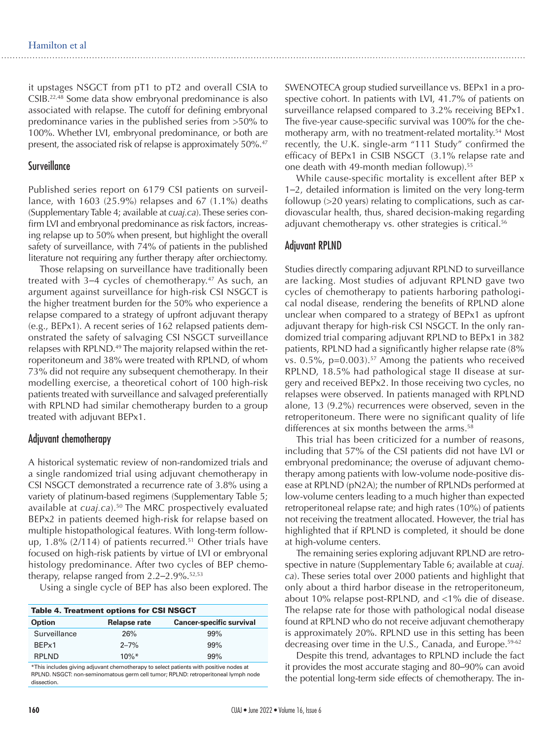it upstages NSGCT from pT1 to pT2 and overall CSIA to CSIB.[22,48] Some data show embryonal predominance is also associated with relapse. The cutoff for defining embryonal predominance varies in the published series from >50% to 100%. Whether LVI, embryonal predominance, or both are present, the associated risk of relapse is approximately 50%.[47]

## Surveillance

Published series report on 6179 CSI patients on surveillance, with 1603 (25.9%) relapses and 67 (1.1%) deaths (Supplementary Table 4; available at *cuaj.ca*). These series confirm LVI and embryonal predominance as risk factors, increasing relapse up to 50% when present, but highlight the overall safety of surveillance, with 74% of patients in the published literature not requiring any further therapy after orchiectomy.

Those relapsing on surveillance have traditionally been treated with 3–4 cycles of chemotherapy.[47] As such, an argument against surveillance for high-risk CSI NSGCT is the higher treatment burden for the 50% who experience a relapse compared to a strategy of upfront adjuvant therapy (e.g., BEPx1). A recent series of 162 relapsed patients demonstrated the safety of salvaging CSI NSGCT surveillance relapses with RPLND.[49] The majority relapsed within the retroperitoneum and 38% were treated with RPLND, of whom 73% did not require any subsequent chemotherapy. In their modelling exercise, a theoretical cohort of 100 high-risk patients treated with surveillance and salvaged preferentially with RPLND had similar chemotherapy burden to a group treated with adjuvant BEPx1.

## Adjuvant chemotherapy

A historical systematic review of non-randomized trials and a single randomized trial using adjuvant chemotherapy in CSI NSGCT demonstrated a recurrence rate of 3.8% using a variety of platinum-based regimens (Supplementary Table 5; available at *cuaj.ca*).[50] The MRC prospectively evaluated BEPx2 in patients deemed high-risk for relapse based on multiple histopathological features. With long-term followup, 1.8% (2/114) of patients recurred.[51] Other trials have focused on high-risk patients by virtue of LVI or embryonal histology predominance. After two cycles of BEP chemotherapy, relapse ranged from 2.2–2.9%.[52,53]

Using a single cycle of BEP has also been explored. The SWENOTECA group studied surveillance vs. BEPx1 in a prospective cohort. In patients with LVI, 41.7% of patients on surveillance relapsed compared to 3.2% receiving BEPx1. The five-year cause-specific survival was 100% for the chemotherapy arm, with no treatment-related mortality.[54] Most recently, the U.K. single-arm "111 Study" confirmed the efficacy of BEPx1 in CSIB NSGCT (3.1% relapse rate and one death with 49-month median followup).[55]

While cause-specific mortality is excellent after BEP x 1–2, detailed information is limited on the very long-term followup (>20 years) relating to complications, such as cardiovascular health, thus, shared decision-making regarding adjuvant chemotherapy vs. other strategies is critical.[56]

**Table 4. Treatment options for CSI NSGCT**

| Option | Relapse rate | Cancer-specific survival |
|---|---|---|
| Surveillance | 26% | 99% |
| BEPx1 | 2–7% | 99% |
| RPLND | 10%* | 99% |

*This includes giving adjuvant chemotherapy to select patients with positive nodes at RPLND. NSGCT: non-seminomatous germ cell tumor; RPLND: retroperitoneal lymph node dissection.

## Adjuvant RPLND

Studies directly comparing adjuvant RPLND to surveillance are lacking. Most studies of adjuvant RPLND gave two cycles of chemotherapy to patients harboring pathological nodal disease, rendering the benefits of RPLND alone unclear when compared to a strategy of BEPx1 as upfront adjuvant therapy for high-risk CSI NSGCT. In the only randomized trial comparing adjuvant RPLND to BEPx1 in 382 patients, RPLND had a significantly higher relapse rate (8% vs. 0.5%, p=0.003).[57] Among the patients who received RPLND, 18.5% had pathological stage II disease at surgery and received BEPx2. In those receiving two cycles, no relapses were observed. In patients managed with RPLND alone, 13 (9.2%) recurrences were observed, seven in the retroperitoneum. There were no significant quality of life differences at six months between the arms.[58]

This trial has been criticized for a number of reasons, including that 57% of the CSI patients did not have LVI or embryonal predominance; the overuse of adjuvant chemotherapy among patients with low-volume node-positive disease at RPLND (pN2A); the number of RPLNDs performed at low-volume centers leading to a much higher than expected retroperitoneal relapse rate; and high rates (10%) of patients not receiving the treatment allocated. However, the trial has highlighted that if RPLND is completed, it should be done at high-volume centers.

The remaining series exploring adjuvant RPLND are retrospective in nature (Supplementary Table 6; available at *cuaj.ca*). These series total over 2000 patients and highlight that only about a third harbor disease in the retroperitoneum, about 10% relapse post-RPLND, and <1% die of disease. The relapse rate for those with pathological nodal disease found at RPLND who do not receive adjuvant chemotherapy is approximately 20%. RPLND use in this setting has been decreasing over time in the U.S., Canada, and Europe.[59-62]

Despite this trend, advantages to RPLND include the fact it provides the most accurate staging and 80–90% can avoid the potential long-term side effects of chemotherapy. The in-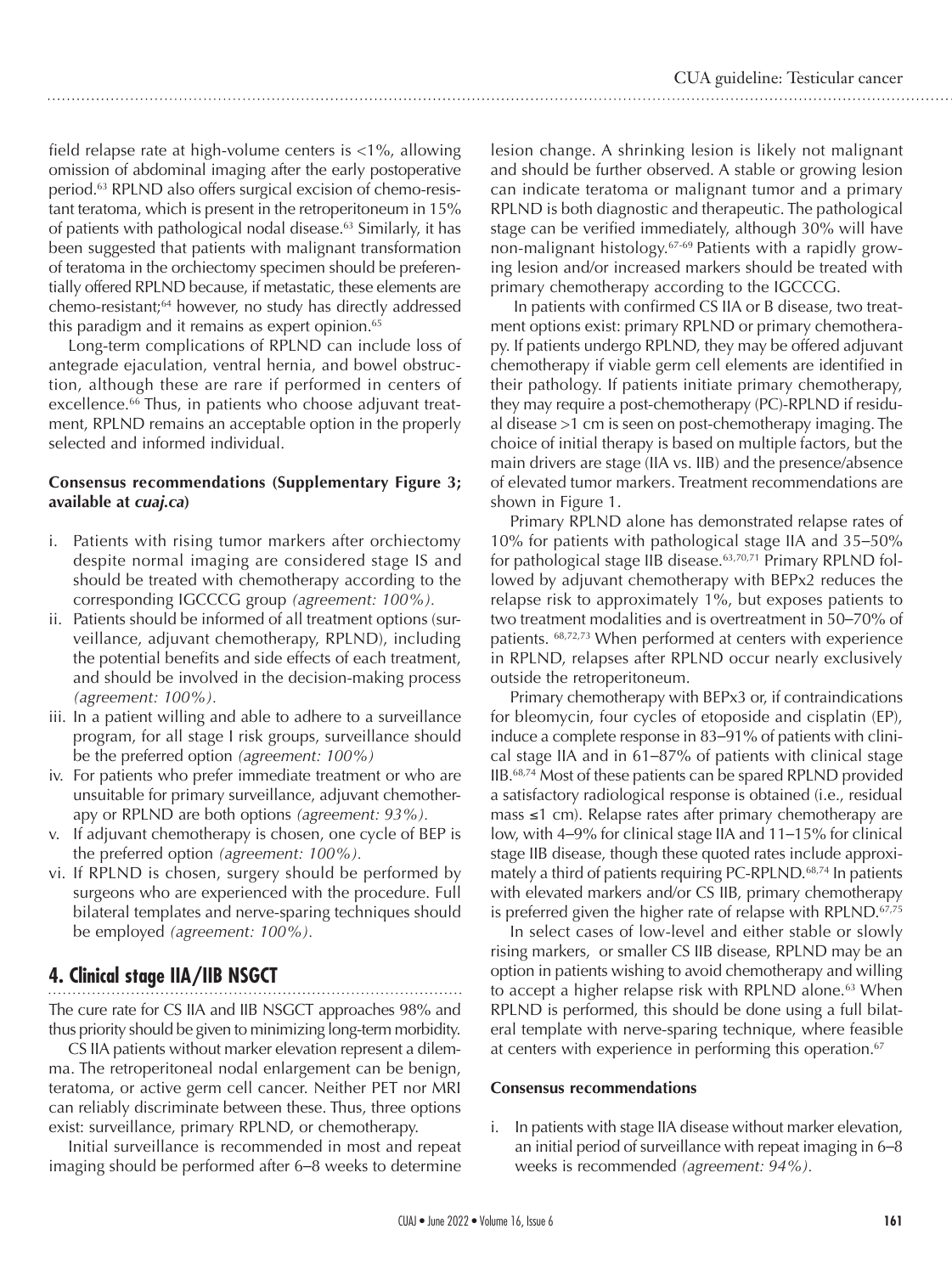field relapse rate at high-volume centers is <1%, allowing omission of abdominal imaging after the early postoperative period.[63] RPLND also offers surgical excision of chemo-resistant teratoma, which is present in the retroperitoneum in 15% of patients with pathological nodal disease.[63] Similarly, it has been suggested that patients with malignant transformation of teratoma in the orchiectomy specimen should be preferentially offered RPLND because, if metastatic, these elements are chemo-resistant;[64] however, no study has directly addressed this paradigm and it remains as expert opinion.[65]

Long-term complications of RPLND can include loss of antegrade ejaculation, ventral hernia, and bowel obstruction, although these are rare if performed in centers of excellence.[66] Thus, in patients who choose adjuvant treatment, RPLND remains an acceptable option in the properly selected and informed individual.

**Consensus recommendations (Supplementary Figure 3; available at *cuaj.ca*)**

i. Patients with rising tumor markers after orchiectomy despite normal imaging are considered stage IS and should be treated with chemotherapy according to the corresponding IGCCCG group *(agreement: 100%).*
ii. Patients should be informed of all treatment options (surveillance, adjuvant chemotherapy, RPLND), including the potential benefits and side effects of each treatment, and should be involved in the decision-making process *(agreement: 100%).*
iii. In a patient willing and able to adhere to a surveillance program, for all stage I risk groups, surveillance should be the preferred option *(agreement: 100%)*
iv. For patients who prefer immediate treatment or who are unsuitable for primary surveillance, adjuvant chemotherapy or RPLND are both options *(agreement: 93%).*
v. If adjuvant chemotherapy is chosen, one cycle of BEP is the preferred option *(agreement: 100%).*
vi. If RPLND is chosen, surgery should be performed by surgeons who are experienced with the procedure. Full bilateral templates and nerve-sparing techniques should be employed *(agreement: 100%).*

## 4. Clinical stage IIA/IIB NSGCT

The cure rate for CS IIA and IIB NSGCT approaches 98% and thus priority should be given to minimizing long-term morbidity.

CS IIA patients without marker elevation represent a dilemma. The retroperitoneal nodal enlargement can be benign, teratoma, or active germ cell cancer. Neither PET nor MRI can reliably discriminate between these. Thus, three options exist: surveillance, primary RPLND, or chemotherapy.

Initial surveillance is recommended in most and repeat imaging should be performed after 6–8 weeks to determine lesion change. A shrinking lesion is likely not malignant and should be further observed. A stable or growing lesion can indicate teratoma or malignant tumor and a primary RPLND is both diagnostic and therapeutic. The pathological stage can be verified immediately, although 30% will have non-malignant histology.[67-69] Patients with a rapidly growing lesion and/or increased markers should be treated with primary chemotherapy according to the IGCCCG.

In patients with confirmed CS IIA or B disease, two treatment options exist: primary RPLND or primary chemotherapy. If patients undergo RPLND, they may be offered adjuvant chemotherapy if viable germ cell elements are identified in their pathology. If patients initiate primary chemotherapy, they may require a post-chemotherapy (PC)-RPLND if residual disease >1 cm is seen on post-chemotherapy imaging. The choice of initial therapy is based on multiple factors, but the main drivers are stage (IIA vs. IIB) and the presence/absence of elevated tumor markers. Treatment recommendations are shown in Figure 1.

Primary RPLND alone has demonstrated relapse rates of 10% for patients with pathological stage IIA and 35–50% for pathological stage IIB disease.[63,70,71] Primary RPLND followed by adjuvant chemotherapy with BEPx2 reduces the relapse risk to approximately 1%, but exposes patients to two treatment modalities and is overtreatment in 50–70% of patients.[68,72,73] When performed at centers with experience in RPLND, relapses after RPLND occur nearly exclusively outside the retroperitoneum.

Primary chemotherapy with BEPx3 or, if contraindications for bleomycin, four cycles of etoposide and cisplatin (EP), induce a complete response in 83–91% of patients with clinical stage IIA and in 61–87% of patients with clinical stage IIB.[68,74] Most of these patients can be spared RPLND provided a satisfactory radiological response is obtained (i.e., residual mass ≤1 cm). Relapse rates after primary chemotherapy are low, with 4–9% for clinical stage IIA and 11–15% for clinical stage IIB disease, though these quoted rates include approximately a third of patients requiring PC-RPLND.[68,74] In patients with elevated markers and/or CS IIB, primary chemotherapy is preferred given the higher rate of relapse with RPLND.[67,75]

In select cases of low-level and either stable or slowly rising markers, or smaller CS IIB disease, RPLND may be an option in patients wishing to avoid chemotherapy and willing to accept a higher relapse risk with RPLND alone.[63] When RPLND is performed, this should be done using a full bilateral template with nerve-sparing technique, where feasible at centers with experience in performing this operation.[67]

**Consensus recommendations**

i. In patients with stage IIA disease without marker elevation, an initial period of surveillance with repeat imaging in 6–8 weeks is recommended *(agreement: 94%).*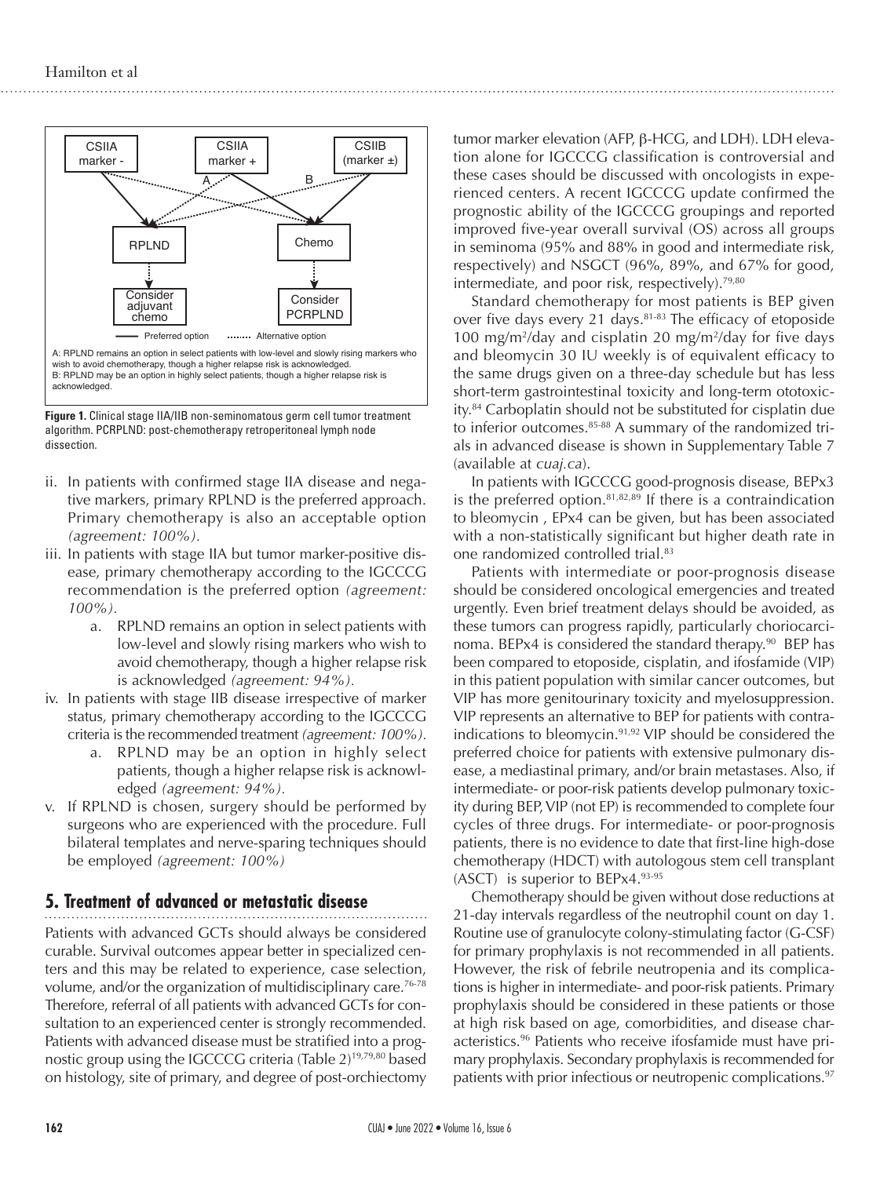CSIIA marker -

CSIIA marker +

CSIIB (marker ±)

A

B

RPLND

Chemo

Consider adjuvant chemo

Consider PCRPLND

—— Preferred option ........ Alternative option

A: RPLND remains an option in select patients with low-level and slowly rising markers who wish to avoid chemotherapy, though a higher relapse risk is acknowledged.
B: RPLND may be an option in highly select patients, though a higher relapse risk is acknowledged.

**Figure 1.** Clinical stage IIA/IIB non-seminomatous germ cell tumor treatment algorithm. PCRPLND: post-chemotherapy retroperitoneal lymph node dissection.

ii. In patients with confirmed stage IIA disease and negative markers, primary RPLND is the preferred approach. Primary chemotherapy is also an acceptable option *(agreement: 100%)*.

iii. In patients with stage IIA but tumor marker-positive disease, primary chemotherapy according to the IGCCCG recommendation is the preferred option *(agreement: 100%)*.

   a. RPLND remains an option in select patients with low-level and slowly rising markers who wish to avoid chemotherapy, though a higher relapse risk is acknowledged *(agreement: 94%)*.

iv. In patients with stage IIB disease irrespective of marker status, primary chemotherapy according to the IGCCCG criteria is the recommended treatment *(agreement: 100%)*.

   a. RPLND may be an option in highly select patients, though a higher relapse risk is acknowledged *(agreement: 94%)*.

v. If RPLND is chosen, surgery should be performed by surgeons who are experienced with the procedure. Full bilateral templates and nerve-sparing techniques should be employed *(agreement: 100%)*

## 5. Treatment of advanced or metastatic disease

Patients with advanced GCTs should always be considered curable. Survival outcomes appear better in specialized centers and this may be related to experience, case selection, volume, and/or the organization of multidisciplinary care.[76-78] Therefore, referral of all patients with advanced GCTs for consultation to an experienced center is strongly recommended. Patients with advanced disease must be stratified into a prognostic group using the IGCCCG criteria (Table 2)[19,79,80] based on histology, site of primary, and degree of post-orchiectomy tumor marker elevation (AFP, β-HCG, and LDH). LDH elevation alone for IGCCCG classification is controversial and these cases should be discussed with oncologists in experienced centers. A recent IGCCCG update confirmed the prognostic ability of the IGCCCG groupings and reported improved five-year overall survival (OS) across all groups in seminoma (95% and 88% in good and intermediate risk, respectively) and NSGCT (96%, 89%, and 67% for good, intermediate, and poor risk, respectively).[79,80]

Standard chemotherapy for most patients is BEP given over five days every 21 days.[81-83] The efficacy of etoposide 100 mg/m²/day and cisplatin 20 mg/m²/day for five days and bleomycin 30 IU weekly is of equivalent efficacy to the same drugs given on a three-day schedule but has less short-term gastrointestinal toxicity and long-term ototoxicity.[84] Carboplatin should not be substituted for cisplatin due to inferior outcomes.[85-88] A summary of the randomized trials in advanced disease is shown in Supplementary Table 7 (available at *cuaj.ca*).

In patients with IGCCCG good-prognosis disease, BEPx3 is the preferred option.[81,82,89] If there is a contraindication to bleomycin , EPx4 can be given, but has been associated with a non-statistically significant but higher death rate in one randomized controlled trial.[83]

Patients with intermediate or poor-prognosis disease should be considered oncological emergencies and treated urgently. Even brief treatment delays should be avoided, as these tumors can progress rapidly, particularly choriocarcinoma. BEPx4 is considered the standard therapy.[90] BEP has been compared to etoposide, cisplatin, and ifosfamide (VIP) in this patient population with similar cancer outcomes, but VIP has more genitourinary toxicity and myelosuppression. VIP represents an alternative to BEP for patients with contraindications to bleomycin.[91,92] VIP should be considered the preferred choice for patients with extensive pulmonary disease, a mediastinal primary, and/or brain metastases. Also, if intermediate- or poor-risk patients develop pulmonary toxicity during BEP, VIP (not EP) is recommended to complete four cycles of three drugs. For intermediate- or poor-prognosis patients, there is no evidence to date that first-line high-dose chemotherapy (HDCT) with autologous stem cell transplant (ASCT) is superior to BEPx4.[93-95]

Chemotherapy should be given without dose reductions at 21-day intervals regardless of the neutrophil count on day 1. Routine use of granulocyte colony-stimulating factor (G-CSF) for primary prophylaxis is not recommended in all patients. However, the risk of febrile neutropenia and its complications is higher in intermediate- and poor-risk patients. Primary prophylaxis should be considered in these patients or those at high risk based on age, comorbidities, and disease characteristics.[96] Patients who receive ifosfamide must have primary prophylaxis. Secondary prophylaxis is recommended for patients with prior infectious or neutropenic complications.[97]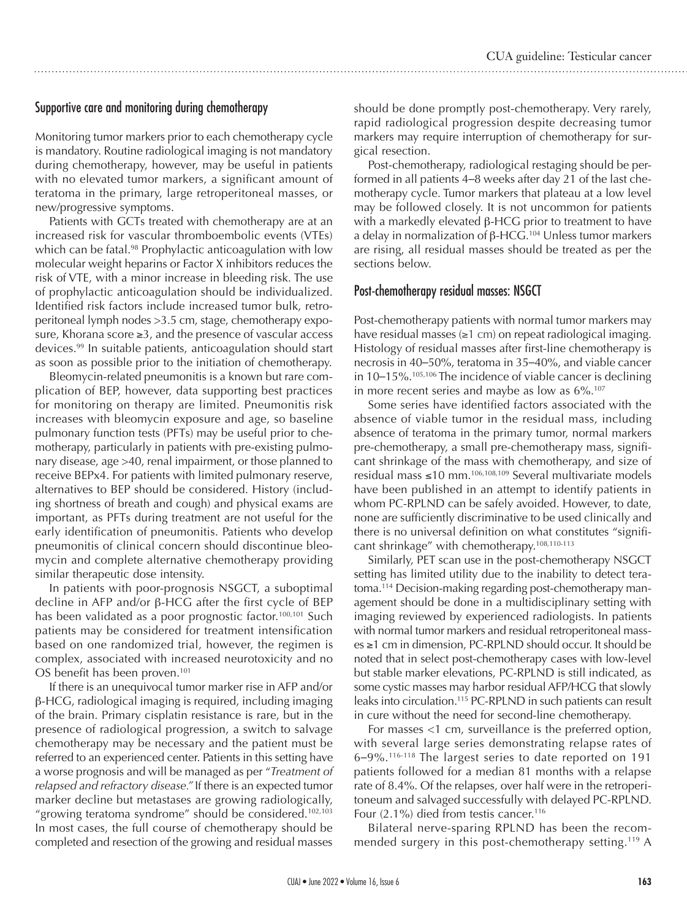## Supportive care and monitoring during chemotherapy

Monitoring tumor markers prior to each chemotherapy cycle is mandatory. Routine radiological imaging is not mandatory during chemotherapy, however, may be useful in patients with no elevated tumor markers, a significant amount of teratoma in the primary, large retroperitoneal masses, or new/progressive symptoms.

Patients with GCTs treated with chemotherapy are at an increased risk for vascular thromboembolic events (VTEs) which can be fatal.[98] Prophylactic anticoagulation with low molecular weight heparins or Factor X inhibitors reduces the risk of VTE, with a minor increase in bleeding risk. The use of prophylactic anticoagulation should be individualized. Identified risk factors include increased tumor bulk, retroperitoneal lymph nodes >3.5 cm, stage, chemotherapy exposure, Khorana score ≥3, and the presence of vascular access devices.[99] In suitable patients, anticoagulation should start as soon as possible prior to the initiation of chemotherapy.

Bleomycin-related pneumonitis is a known but rare complication of BEP, however, data supporting best practices for monitoring on therapy are limited. Pneumonitis risk increases with bleomycin exposure and age, so baseline pulmonary function tests (PFTs) may be useful prior to chemotherapy, particularly in patients with pre-existing pulmonary disease, age >40, renal impairment, or those planned to receive BEPx4. For patients with limited pulmonary reserve, alternatives to BEP should be considered. History (including shortness of breath and cough) and physical exams are important, as PFTs during treatment are not useful for the early identification of pneumonitis. Patients who develop pneumonitis of clinical concern should discontinue bleomycin and complete alternative chemotherapy providing similar therapeutic dose intensity.

In patients with poor-prognosis NSGCT, a suboptimal decline in AFP and/or β-HCG after the first cycle of BEP has been validated as a poor prognostic factor.[100,101] Such patients may be considered for treatment intensification based on one randomized trial, however, the regimen is complex, associated with increased neurotoxicity and no OS benefit has been proven.[101]

If there is an unequivocal tumor marker rise in AFP and/or β-HCG, radiological imaging is required, including imaging of the brain. Primary cisplatin resistance is rare, but in the presence of radiological progression, a switch to salvage chemotherapy may be necessary and the patient must be referred to an experienced center. Patients in this setting have a worse prognosis and will be managed as per "*Treatment of relapsed and refractory disease.*" If there is an expected tumor marker decline but metastases are growing radiologically, "growing teratoma syndrome" should be considered.[102,103] In most cases, the full course of chemotherapy should be completed and resection of the growing and residual masses should be done promptly post-chemotherapy. Very rarely, rapid radiological progression despite decreasing tumor markers may require interruption of chemotherapy for surgical resection.

Post-chemotherapy, radiological restaging should be performed in all patients 4–8 weeks after day 21 of the last chemotherapy cycle. Tumor markers that plateau at a low level may be followed closely. It is not uncommon for patients with a markedly elevated β-HCG prior to treatment to have a delay in normalization of β-HCG.[104] Unless tumor markers are rising, all residual masses should be treated as per the sections below.

## Post-chemotherapy residual masses: NSGCT

Post-chemotherapy patients with normal tumor markers may have residual masses (≥1 cm) on repeat radiological imaging. Histology of residual masses after first-line chemotherapy is necrosis in 40–50%, teratoma in 35–40%, and viable cancer in 10–15%.[105,106] The incidence of viable cancer is declining in more recent series and maybe as low as 6%.[107]

Some series have identified factors associated with the absence of viable tumor in the residual mass, including absence of teratoma in the primary tumor, normal markers pre-chemotherapy, a small pre-chemotherapy mass, significant shrinkage of the mass with chemotherapy, and size of residual mass ≤10 mm.[106,108,109] Several multivariate models have been published in an attempt to identify patients in whom PC-RPLND can be safely avoided. However, to date, none are sufficiently discriminative to be used clinically and there is no universal definition on what constitutes "significant shrinkage" with chemotherapy.[108,110-113]

Similarly, PET scan use in the post-chemotherapy NSGCT setting has limited utility due to the inability to detect teratoma.[114] Decision-making regarding post-chemotherapy management should be done in a multidisciplinary setting with imaging reviewed by experienced radiologists. In patients with normal tumor markers and residual retroperitoneal masses ≥1 cm in dimension, PC-RPLND should occur. It should be noted that in select post-chemotherapy cases with low-level but stable marker elevations, PC-RPLND is still indicated, as some cystic masses may harbor residual AFP/HCG that slowly leaks into circulation.[115] PC-RPLND in such patients can result in cure without the need for second-line chemotherapy.

For masses <1 cm, surveillance is the preferred option, with several large series demonstrating relapse rates of 6–9%.[116-118] The largest series to date reported on 191 patients followed for a median 81 months with a relapse rate of 8.4%. Of the relapses, over half were in the retroperitoneum and salvaged successfully with delayed PC-RPLND. Four (2.1%) died from testis cancer.[116]

Bilateral nerve-sparing RPLND has been the recommended surgery in this post-chemotherapy setting.[119] A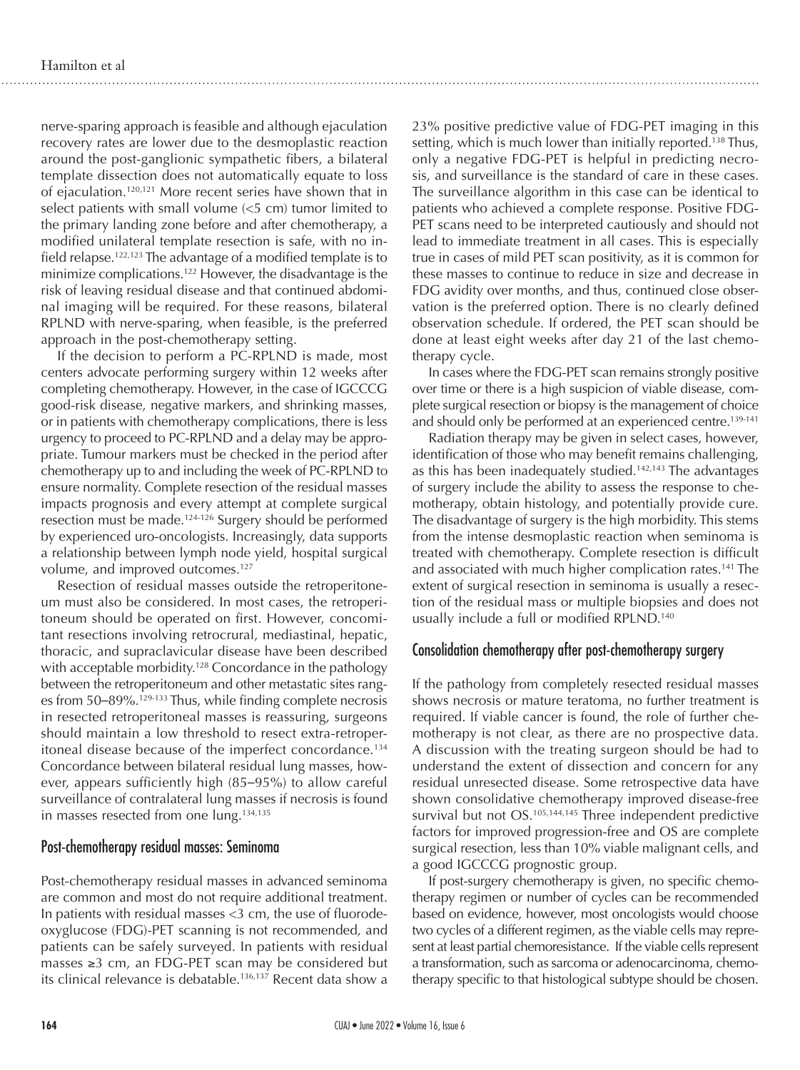nerve-sparing approach is feasible and although ejaculation recovery rates are lower due to the desmoplastic reaction around the post-ganglionic sympathetic fibers, a bilateral template dissection does not automatically equate to loss of ejaculation.[120,121] More recent series have shown that in select patients with small volume (<5 cm) tumor limited to the primary landing zone before and after chemotherapy, a modified unilateral template resection is safe, with no in-field relapse.[122,123] The advantage of a modified template is to minimize complications.[122] However, the disadvantage is the risk of leaving residual disease and that continued abdominal imaging will be required. For these reasons, bilateral RPLND with nerve-sparing, when feasible, is the preferred approach in the post-chemotherapy setting.

If the decision to perform a PC-RPLND is made, most centers advocate performing surgery within 12 weeks after completing chemotherapy. However, in the case of IGCCCG good-risk disease, negative markers, and shrinking masses, or in patients with chemotherapy complications, there is less urgency to proceed to PC-RPLND and a delay may be appropriate. Tumour markers must be checked in the period after chemotherapy up to and including the week of PC-RPLND to ensure normality. Complete resection of the residual masses impacts prognosis and every attempt at complete surgical resection must be made.[124-126] Surgery should be performed by experienced uro-oncologists. Increasingly, data supports a relationship between lymph node yield, hospital surgical volume, and improved outcomes.[127]

Resection of residual masses outside the retroperitoneum must also be considered. In most cases, the retroperitoneum should be operated on first. However, concomitant resections involving retrocrural, mediastinal, hepatic, thoracic, and supraclavicular disease have been described with acceptable morbidity.[128] Concordance in the pathology between the retroperitoneum and other metastatic sites ranges from 50–89%.[129-133] Thus, while finding complete necrosis in resected retroperitoneal masses is reassuring, surgeons should maintain a low threshold to resect extra-retroperitoneal disease because of the imperfect concordance.[134] Concordance between bilateral residual lung masses, however, appears sufficiently high (85–95%) to allow careful surveillance of contralateral lung masses if necrosis is found in masses resected from one lung.[134,135]

## Post-chemotherapy residual masses: Seminoma

Post-chemotherapy residual masses in advanced seminoma are common and most do not require additional treatment. In patients with residual masses <3 cm, the use of fluorodeoxyglucose (FDG)-PET scanning is not recommended, and patients can be safely surveyed. In patients with residual masses ≥3 cm, an FDG-PET scan may be considered but its clinical relevance is debatable.[136,137] Recent data show a 23% positive predictive value of FDG-PET imaging in this setting, which is much lower than initially reported.[138] Thus, only a negative FDG-PET is helpful in predicting necrosis, and surveillance is the standard of care in these cases. The surveillance algorithm in this case can be identical to patients who achieved a complete response. Positive FDG-PET scans need to be interpreted cautiously and should not lead to immediate treatment in all cases. This is especially true in cases of mild PET scan positivity, as it is common for these masses to continue to reduce in size and decrease in FDG avidity over months, and thus, continued close observation is the preferred option. There is no clearly defined observation schedule. If ordered, the PET scan should be done at least eight weeks after day 21 of the last chemotherapy cycle.

In cases where the FDG-PET scan remains strongly positive over time or there is a high suspicion of viable disease, complete surgical resection or biopsy is the management of choice and should only be performed at an experienced centre.[139-141]

Radiation therapy may be given in select cases, however, identification of those who may benefit remains challenging, as this has been inadequately studied.[142,143] The advantages of surgery include the ability to assess the response to chemotherapy, obtain histology, and potentially provide cure. The disadvantage of surgery is the high morbidity. This stems from the intense desmoplastic reaction when seminoma is treated with chemotherapy. Complete resection is difficult and associated with much higher complication rates.[141] The extent of surgical resection in seminoma is usually a resection of the residual mass or multiple biopsies and does not usually include a full or modified RPLND.[140]

## Consolidation chemotherapy after post-chemotherapy surgery

If the pathology from completely resected residual masses shows necrosis or mature teratoma, no further treatment is required. If viable cancer is found, the role of further chemotherapy is not clear, as there are no prospective data. A discussion with the treating surgeon should be had to understand the extent of dissection and concern for any residual unresected disease. Some retrospective data have shown consolidative chemotherapy improved disease-free survival but not OS.[105,144,145] Three independent predictive factors for improved progression-free and OS are complete surgical resection, less than 10% viable malignant cells, and a good IGCCCG prognostic group.

If post-surgery chemotherapy is given, no specific chemotherapy regimen or number of cycles can be recommended based on evidence, however, most oncologists would choose two cycles of a different regimen, as the viable cells may represent at least partial chemoresistance. If the viable cells represent a transformation, such as sarcoma or adenocarcinoma, chemotherapy specific to that histological subtype should be chosen.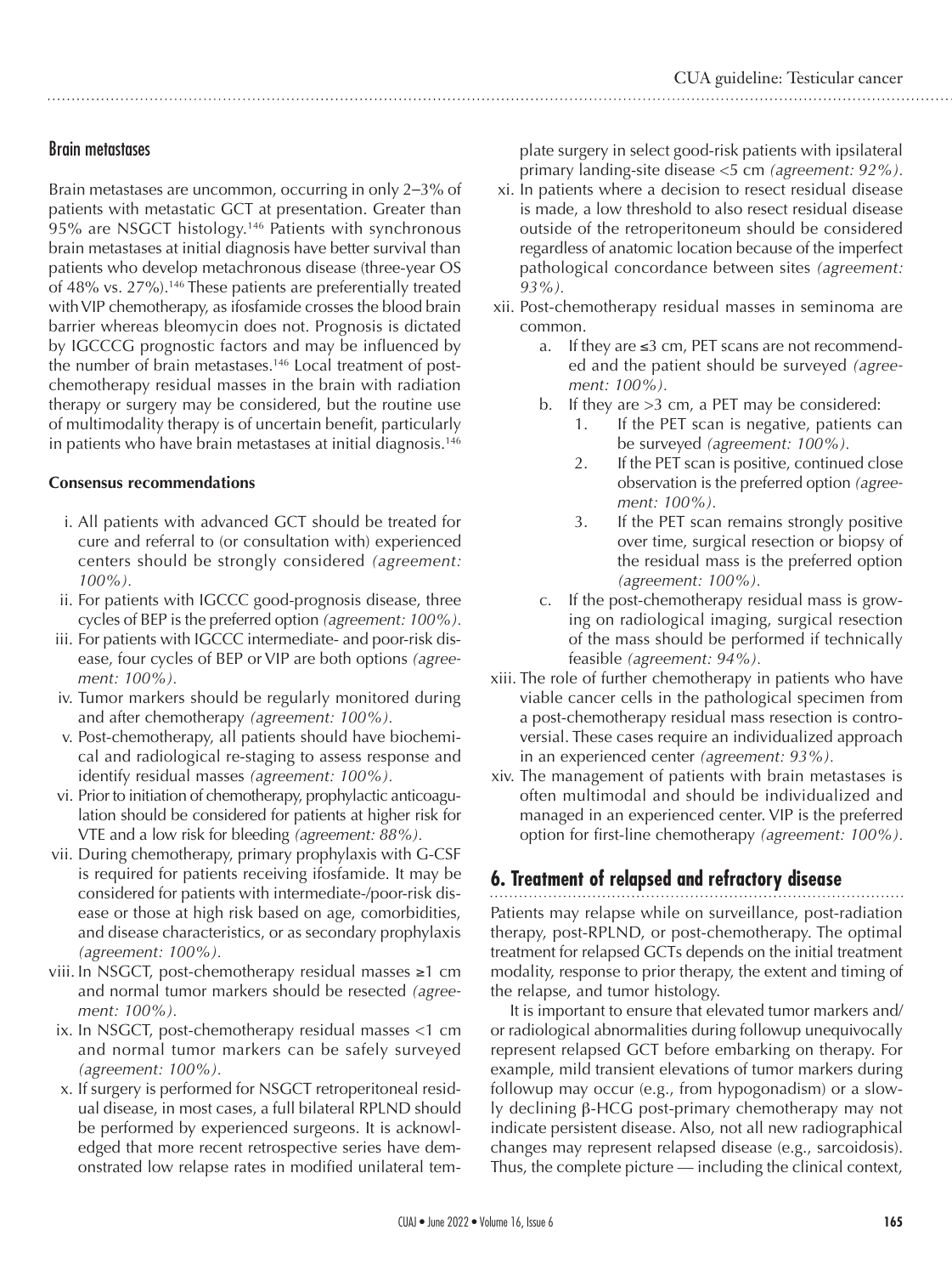### Brain metastases

Brain metastases are uncommon, occurring in only 2–3% of patients with metastatic GCT at presentation. Greater than 95% are NSGCT histology.[146] Patients with synchronous brain metastases at initial diagnosis have better survival than patients who develop metachronous disease (three-year OS of 48% vs. 27%).[146] These patients are preferentially treated with VIP chemotherapy, as ifosfamide crosses the blood brain barrier whereas bleomycin does not. Prognosis is dictated by IGCCCG prognostic factors and may be influenced by the number of brain metastases.[146] Local treatment of post-chemotherapy residual masses in the brain with radiation therapy or surgery may be considered, but the routine use of multimodality therapy is of uncertain benefit, particularly in patients who have brain metastases at initial diagnosis.[146]

**Consensus recommendations**

i. All patients with advanced GCT should be treated for cure and referral to (or consultation with) experienced centers should be strongly considered *(agreement: 100%)*.

ii. For patients with IGCCC good-prognosis disease, three cycles of BEP is the preferred option *(agreement: 100%)*.

iii. For patients with IGCCC intermediate- and poor-risk disease, four cycles of BEP or VIP are both options *(agreement: 100%)*.

iv. Tumor markers should be regularly monitored during and after chemotherapy *(agreement: 100%)*.

v. Post-chemotherapy, all patients should have biochemical and radiological re-staging to assess response and identify residual masses *(agreement: 100%)*.

vi. Prior to initiation of chemotherapy, prophylactic anticoagulation should be considered for patients at higher risk for VTE and a low risk for bleeding *(agreement: 88%)*.

vii. During chemotherapy, primary prophylaxis with G-CSF is required for patients receiving ifosfamide. It may be considered for patients with intermediate-/poor-risk disease or those at high risk based on age, comorbidities, and disease characteristics, or as secondary prophylaxis *(agreement: 100%)*.

viii. In NSGCT, post-chemotherapy residual masses ≥1 cm and normal tumor markers should be resected *(agreement: 100%)*.

ix. In NSGCT, post-chemotherapy residual masses <1 cm and normal tumor markers can be safely surveyed *(agreement: 100%)*.

x. If surgery is performed for NSGCT retroperitoneal residual disease, in most cases, a full bilateral RPLND should be performed by experienced surgeons. It is acknowledged that more recent retrospective series have demonstrated low relapse rates in modified unilateral template surgery in select good-risk patients with ipsilateral primary landing-site disease <5 cm *(agreement: 92%)*.

xi. In patients where a decision to resect residual disease is made, a low threshold to also resect residual disease outside of the retroperitoneum should be considered regardless of anatomic location because of the imperfect pathological concordance between sites *(agreement: 93%)*.

xii. Post-chemotherapy residual masses in seminoma are common.
   - a. If they are ≤3 cm, PET scans are not recommended and the patient should be surveyed *(agreement: 100%)*.
   - b. If they are >3 cm, a PET may be considered:
     1. If the PET scan is negative, patients can be surveyed *(agreement: 100%)*.
     2. If the PET scan is positive, continued close observation is the preferred option *(agreement: 100%)*.
     3. If the PET scan remains strongly positive over time, surgical resection or biopsy of the residual mass is the preferred option *(agreement: 100%)*.
   - c. If the post-chemotherapy residual mass is growing on radiological imaging, surgical resection of the mass should be performed if technically feasible *(agreement: 94%)*.

xiii. The role of further chemotherapy in patients who have viable cancer cells in the pathological specimen from a post-chemotherapy residual mass resection is controversial. These cases require an individualized approach in an experienced center *(agreement: 93%)*.

xiv. The management of patients with brain metastases is often multimodal and should be individualized and managed in an experienced center. VIP is the preferred option for first-line chemotherapy *(agreement: 100%)*.

## 6. Treatment of relapsed and refractory disease

Patients may relapse while on surveillance, post-radiation therapy, post-RPLND, or post-chemotherapy. The optimal treatment for relapsed GCTs depends on the initial treatment modality, response to prior therapy, the extent and timing of the relapse, and tumor histology.

It is important to ensure that elevated tumor markers and/or radiological abnormalities during followup unequivocally represent relapsed GCT before embarking on therapy. For example, mild transient elevations of tumor markers during followup may occur (e.g., from hypogonadism) or a slowly declining β-HCG post-primary chemotherapy may not indicate persistent disease. Also, not all new radiographical changes may represent relapsed disease (e.g., sarcoidosis). Thus, the complete picture — including the clinical context,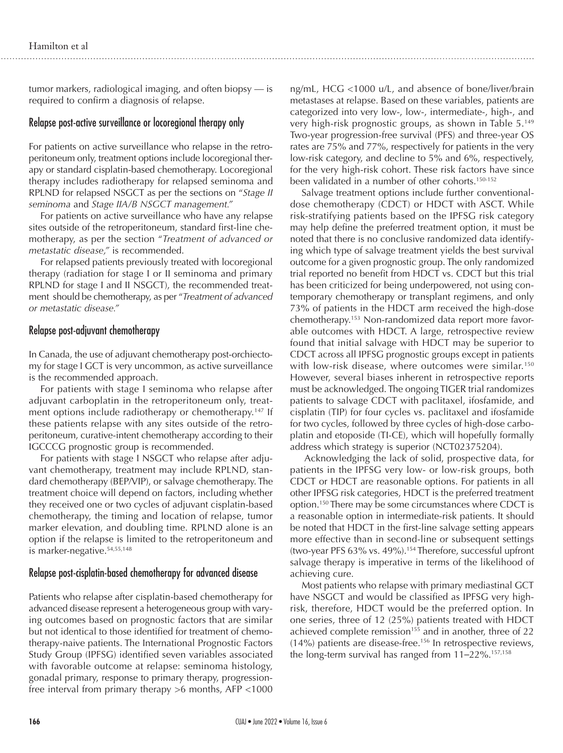tumor markers, radiological imaging, and often biopsy — is required to confirm a diagnosis of relapse.

## Relapse post-active surveillance or locoregional therapy only

For patients on active surveillance who relapse in the retroperitoneum only, treatment options include locoregional therapy or standard cisplatin-based chemotherapy. Locoregional therapy includes radiotherapy for relapsed seminoma and RPLND for relapsed NSGCT as per the sections on "*Stage II seminoma* and *Stage IIA/B NSGCT management.*"

For patients on active surveillance who have any relapse sites outside of the retroperitoneum, standard first-line chemotherapy, as per the section "*Treatment of advanced or metastatic disease,*" is recommended.

For relapsed patients previously treated with locoregional therapy (radiation for stage I or II seminoma and primary RPLND for stage I and II NSGCT), the recommended treatment should be chemotherapy, as per "*Treatment of advanced or metastatic disease.*"

## Relapse post-adjuvant chemotherapy

In Canada, the use of adjuvant chemotherapy post-orchiectomy for stage I GCT is very uncommon, as active surveillance is the recommended approach.

For patients with stage I seminoma who relapse after adjuvant carboplatin in the retroperitoneum only, treatment options include radiotherapy or chemotherapy.[147] If these patients relapse with any sites outside of the retroperitoneum, curative-intent chemotherapy according to their IGCCCG prognostic group is recommended.

For patients with stage I NSGCT who relapse after adjuvant chemotherapy, treatment may include RPLND, standard chemotherapy (BEP/VIP), or salvage chemotherapy. The treatment choice will depend on factors, including whether they received one or two cycles of adjuvant cisplatin-based chemotherapy, the timing and location of relapse, tumor marker elevation, and doubling time. RPLND alone is an option if the relapse is limited to the retroperitoneum and is marker-negative.[54,55,148]

## Relapse post-cisplatin-based chemotherapy for advanced disease

Patients who relapse after cisplatin-based chemotherapy for advanced disease represent a heterogeneous group with varying outcomes based on prognostic factors that are similar but not identical to those identified for treatment of chemotherapy-naive patients. The International Prognostic Factors Study Group (IPFSG) identified seven variables associated with favorable outcome at relapse: seminoma histology, gonadal primary, response to primary therapy, progression-free interval from primary therapy >6 months, AFP <1000 ng/mL, HCG <1000 u/L, and absence of bone/liver/brain metastases at relapse. Based on these variables, patients are categorized into very low-, low-, intermediate-, high-, and very high-risk prognostic groups, as shown in Table 5.[149] Two-year progression-free survival (PFS) and three-year OS rates are 75% and 77%, respectively for patients in the very low-risk category, and decline to 5% and 6%, respectively, for the very high-risk cohort. These risk factors have since been validated in a number of other cohorts.[150-152]

Salvage treatment options include further conventional-dose chemotherapy (CDCT) or HDCT with ASCT. While risk-stratifying patients based on the IPFSG risk category may help define the preferred treatment option, it must be noted that there is no conclusive randomized data identifying which type of salvage treatment yields the best survival outcome for a given prognostic group. The only randomized trial reported no benefit from HDCT vs. CDCT but this trial has been criticized for being underpowered, not using contemporary chemotherapy or transplant regimens, and only 73% of patients in the HDCT arm received the high-dose chemotherapy.[153] Non-randomized data report more favorable outcomes with HDCT. A large, retrospective review found that initial salvage with HDCT may be superior to CDCT across all IPFSG prognostic groups except in patients with low-risk disease, where outcomes were similar.[150] However, several biases inherent in retrospective reports must be acknowledged. The ongoing TIGER trial randomizes patients to salvage CDCT with paclitaxel, ifosfamide, and cisplatin (TIP) for four cycles vs. paclitaxel and ifosfamide for two cycles, followed by three cycles of high-dose carboplatin and etoposide (TI-CE), which will hopefully formally address which strategy is superior (NCT02375204).

Acknowledging the lack of solid, prospective data, for patients in the IPFSG very low- or low-risk groups, both CDCT or HDCT are reasonable options. For patients in all other IPFSG risk categories, HDCT is the preferred treatment option.[150] There may be some circumstances where CDCT is a reasonable option in intermediate-risk patients. It should be noted that HDCT in the first-line salvage setting appears more effective than in second-line or subsequent settings (two-year PFS 63% vs. 49%).[154] Therefore, successful upfront salvage therapy is imperative in terms of the likelihood of achieving cure.

Most patients who relapse with primary mediastinal GCT have NSGCT and would be classified as IPFSG very high-risk, therefore, HDCT would be the preferred option. In one series, three of 12 (25%) patients treated with HDCT achieved complete remission[155] and in another, three of 22 (14%) patients are disease-free.[156] In retrospective reviews, the long-term survival has ranged from 11–22%.[157,158]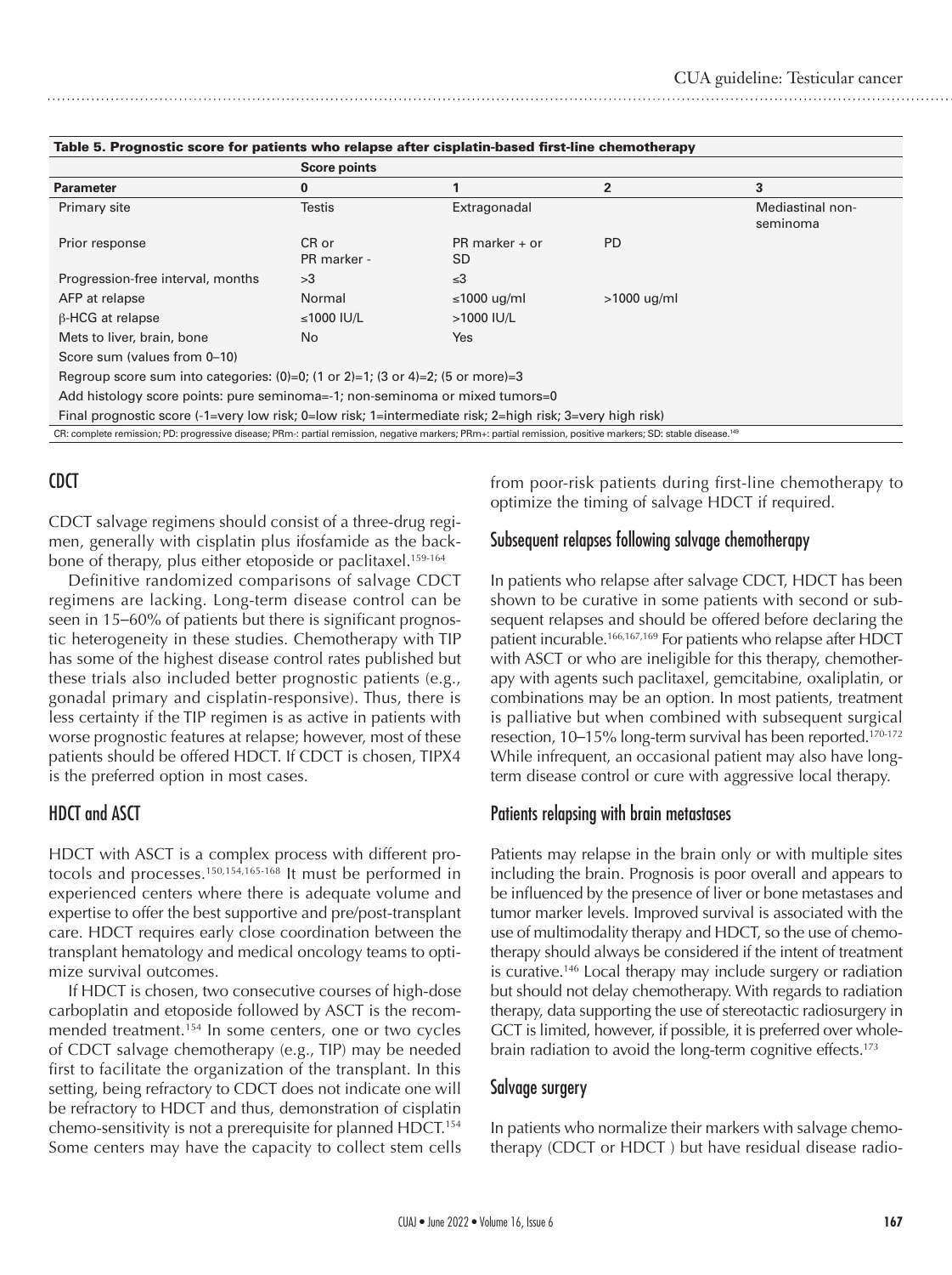**Table 5. Prognostic score for patients who relapse after cisplatin-based first-line chemotherapy**

| | Score points | | | |
|---|---|---|---|---|
| **Parameter** | **0** | **1** | **2** | **3** |
| Primary site | Testis | Extragonadal | | Mediastinal non-seminoma |
| Prior response | CR or PR marker - | PR marker + or SD | PD | |
| Progression-free interval, months | >3 | ≤3 | | |
| AFP at relapse | Normal | ≤1000 ug/ml | >1000 ug/ml | |
| β-HCG at relapse | ≤1000 IU/L | >1000 IU/L | | |
| Mets to liver, brain, bone | No | Yes | | |
| Score sum (values from 0–10) | | | | |
| Regroup score sum into categories: (0)=0; (1 or 2)=1; (3 or 4)=2; (5 or more)=3 | | | | |
| Add histology score points: pure seminoma=-1; non-seminoma or mixed tumors=0 | | | | |
| Final prognostic score (-1=very low risk; 0=low risk; 1=intermediate risk; 2=high risk; 3=very high risk) | | | | |

CR: complete remission; PD: progressive disease; PRm-: partial remission, negative markers; PRm+: partial remission, positive markers; SD: stable disease.[149]

## CDCT

CDCT salvage regimens should consist of a three-drug regimen, generally with cisplatin plus ifosfamide as the backbone of therapy, plus either etoposide or paclitaxel.[159-164]

Definitive randomized comparisons of salvage CDCT regimens are lacking. Long-term disease control can be seen in 15–60% of patients but there is significant prognostic heterogeneity in these studies. Chemotherapy with TIP has some of the highest disease control rates published but these trials also included better prognostic patients (e.g., gonadal primary and cisplatin-responsive). Thus, there is less certainty if the TIP regimen is as active in patients with worse prognostic features at relapse; however, most of these patients should be offered HDCT. If CDCT is chosen, TIPX4 is the preferred option in most cases.

## HDCT and ASCT

HDCT with ASCT is a complex process with different protocols and processes.[150,154,165-168] It must be performed in experienced centers where there is adequate volume and expertise to offer the best supportive and pre/post-transplant care. HDCT requires early close coordination between the transplant hematology and medical oncology teams to optimize survival outcomes.

If HDCT is chosen, two consecutive courses of high-dose carboplatin and etoposide followed by ASCT is the recommended treatment.[154] In some centers, one or two cycles of CDCT salvage chemotherapy (e.g., TIP) may be needed first to facilitate the organization of the transplant. In this setting, being refractory to CDCT does not indicate one will be refractory to HDCT and thus, demonstration of cisplatin chemo-sensitivity is not a prerequisite for planned HDCT.[154] Some centers may have the capacity to collect stem cells from poor-risk patients during first-line chemotherapy to optimize the timing of salvage HDCT if required.

## Subsequent relapses following salvage chemotherapy

In patients who relapse after salvage CDCT, HDCT has been shown to be curative in some patients with second or subsequent relapses and should be offered before declaring the patient incurable.[166,167,169] For patients who relapse after HDCT with ASCT or who are ineligible for this therapy, chemotherapy with agents such paclitaxel, gemcitabine, oxaliplatin, or combinations may be an option. In most patients, treatment is palliative but when combined with subsequent surgical resection, 10–15% long-term survival has been reported.[170-172] While infrequent, an occasional patient may also have long-term disease control or cure with aggressive local therapy.

## Patients relapsing with brain metastases

Patients may relapse in the brain only or with multiple sites including the brain. Prognosis is poor overall and appears to be influenced by the presence of liver or bone metastases and tumor marker levels. Improved survival is associated with the use of multimodality therapy and HDCT, so the use of chemotherapy should always be considered if the intent of treatment is curative.[146] Local therapy may include surgery or radiation but should not delay chemotherapy. With regards to radiation therapy, data supporting the use of stereotactic radiosurgery in GCT is limited, however, if possible, it is preferred over whole-brain radiation to avoid the long-term cognitive effects.[173]

## Salvage surgery

In patients who normalize their markers with salvage chemotherapy (CDCT or HDCT ) but have residual disease radio-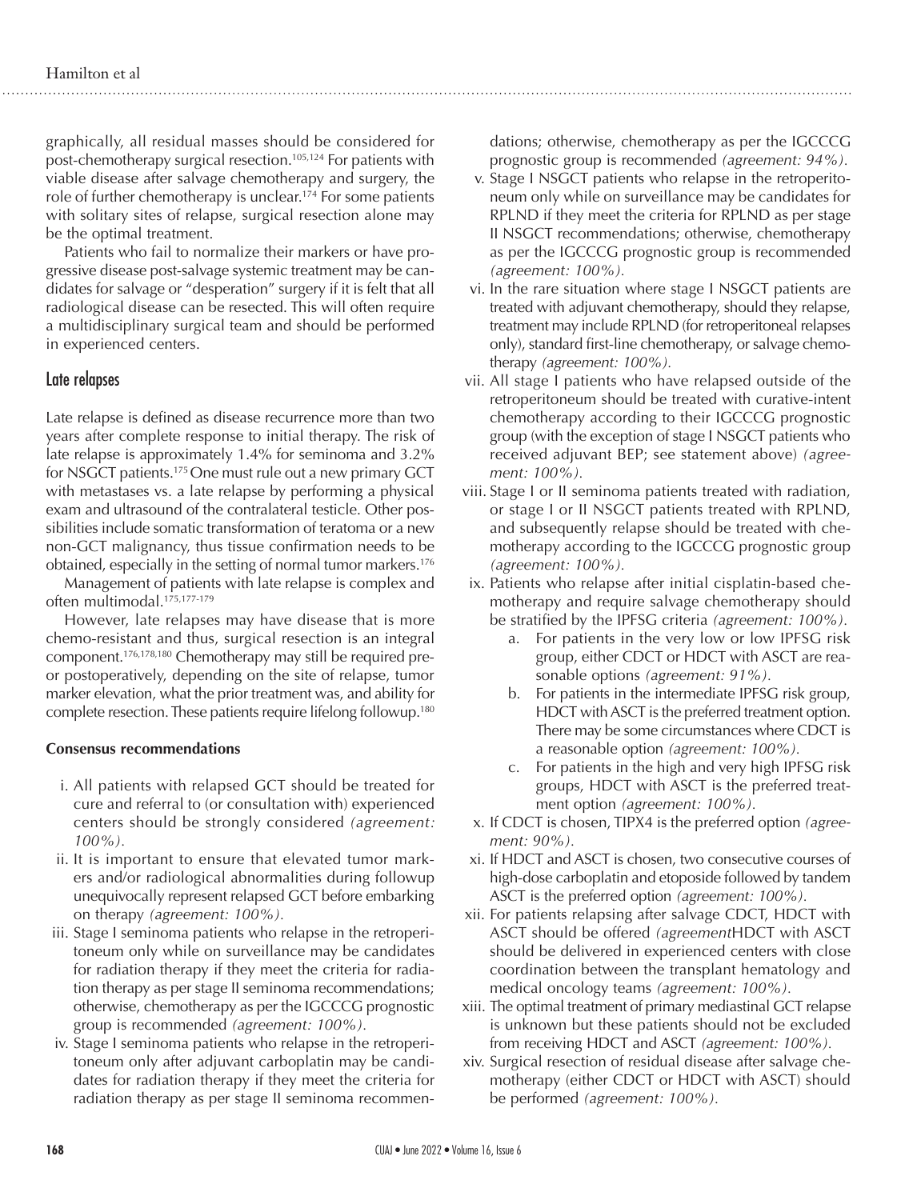graphically, all residual masses should be considered for post-chemotherapy surgical resection.[105,124] For patients with viable disease after salvage chemotherapy and surgery, the role of further chemotherapy is unclear.[174] For some patients with solitary sites of relapse, surgical resection alone may be the optimal treatment.

Patients who fail to normalize their markers or have progressive disease post-salvage systemic treatment may be candidates for salvage or "desperation" surgery if it is felt that all radiological disease can be resected. This will often require a multidisciplinary surgical team and should be performed in experienced centers.

## Late relapses

Late relapse is defined as disease recurrence more than two years after complete response to initial therapy. The risk of late relapse is approximately 1.4% for seminoma and 3.2% for NSGCT patients.[175] One must rule out a new primary GCT with metastases vs. a late relapse by performing a physical exam and ultrasound of the contralateral testicle. Other possibilities include somatic transformation of teratoma or a new non-GCT malignancy, thus tissue confirmation needs to be obtained, especially in the setting of normal tumor markers.[176]

Management of patients with late relapse is complex and often multimodal.[175,177-179]

However, late relapses may have disease that is more chemo-resistant and thus, surgical resection is an integral component.[176,178,180] Chemotherapy may still be required pre- or postoperatively, depending on the site of relapse, tumor marker elevation, what the prior treatment was, and ability for complete resection. These patients require lifelong followup.[180]

**Consensus recommendations**

i. All patients with relapsed GCT should be treated for cure and referral to (or consultation with) experienced centers should be strongly considered *(agreement: 100%).*

ii. It is important to ensure that elevated tumor markers and/or radiological abnormalities during followup unequivocally represent relapsed GCT before embarking on therapy *(agreement: 100%).*

iii. Stage I seminoma patients who relapse in the retroperitoneum only while on surveillance may be candidates for radiation therapy if they meet the criteria for radiation therapy as per stage II seminoma recommendations; otherwise, chemotherapy as per the IGCCCG prognostic group is recommended *(agreement: 100%).*

iv. Stage I seminoma patients who relapse in the retroperitoneum only after adjuvant carboplatin may be candidates for radiation therapy if they meet the criteria for radiation therapy as per stage II seminoma recommendations; otherwise, chemotherapy as per the IGCCCG prognostic group is recommended *(agreement: 94%).*

v. Stage I NSGCT patients who relapse in the retroperitoneum only while on surveillance may be candidates for RPLND if they meet the criteria for RPLND as per stage II NSGCT recommendations; otherwise, chemotherapy as per the IGCCCG prognostic group is recommended *(agreement: 100%).*

vi. In the rare situation where stage I NSGCT patients are treated with adjuvant chemotherapy, should they relapse, treatment may include RPLND (for retroperitoneal relapses only), standard first-line chemotherapy, or salvage chemotherapy *(agreement: 100%).*

vii. All stage I patients who have relapsed outside of the retroperitoneum should be treated with curative-intent chemotherapy according to their IGCCCG prognostic group (with the exception of stage I NSGCT patients who received adjuvant BEP; see statement above) *(agreement: 100%).*

viii. Stage I or II seminoma patients treated with radiation, or stage I or II NSGCT patients treated with RPLND, and subsequently relapse should be treated with chemotherapy according to the IGCCCG prognostic group *(agreement: 100%).*

ix. Patients who relapse after initial cisplatin-based chemotherapy and require salvage chemotherapy should be stratified by the IPFSG criteria *(agreement: 100%).*
   a. For patients in the very low or low IPFSG risk group, either CDCT or HDCT with ASCT are reasonable options *(agreement: 91%).*
   b. For patients in the intermediate IPFSG risk group, HDCT with ASCT is the preferred treatment option. There may be some circumstances where CDCT is a reasonable option *(agreement: 100%).*
   c. For patients in the high and very high IPFSG risk groups, HDCT with ASCT is the preferred treatment option *(agreement: 100%).*

x. If CDCT is chosen, TIPX4 is the preferred option *(agreement: 90%).*

xi. If HDCT and ASCT is chosen, two consecutive courses of high-dose carboplatin and etoposide followed by tandem ASCT is the preferred option *(agreement: 100%).*

xii. For patients relapsing after salvage CDCT, HDCT with ASCT should be offered *(agreement*HDCT with ASCT should be delivered in experienced centers with close coordination between the transplant hematology and medical oncology teams *(agreement: 100%).*

xiii. The optimal treatment of primary mediastinal GCT relapse is unknown but these patients should not be excluded from receiving HDCT and ASCT *(agreement: 100%).*

xiv. Surgical resection of residual disease after salvage chemotherapy (either CDCT or HDCT with ASCT) should be performed *(agreement: 100%).*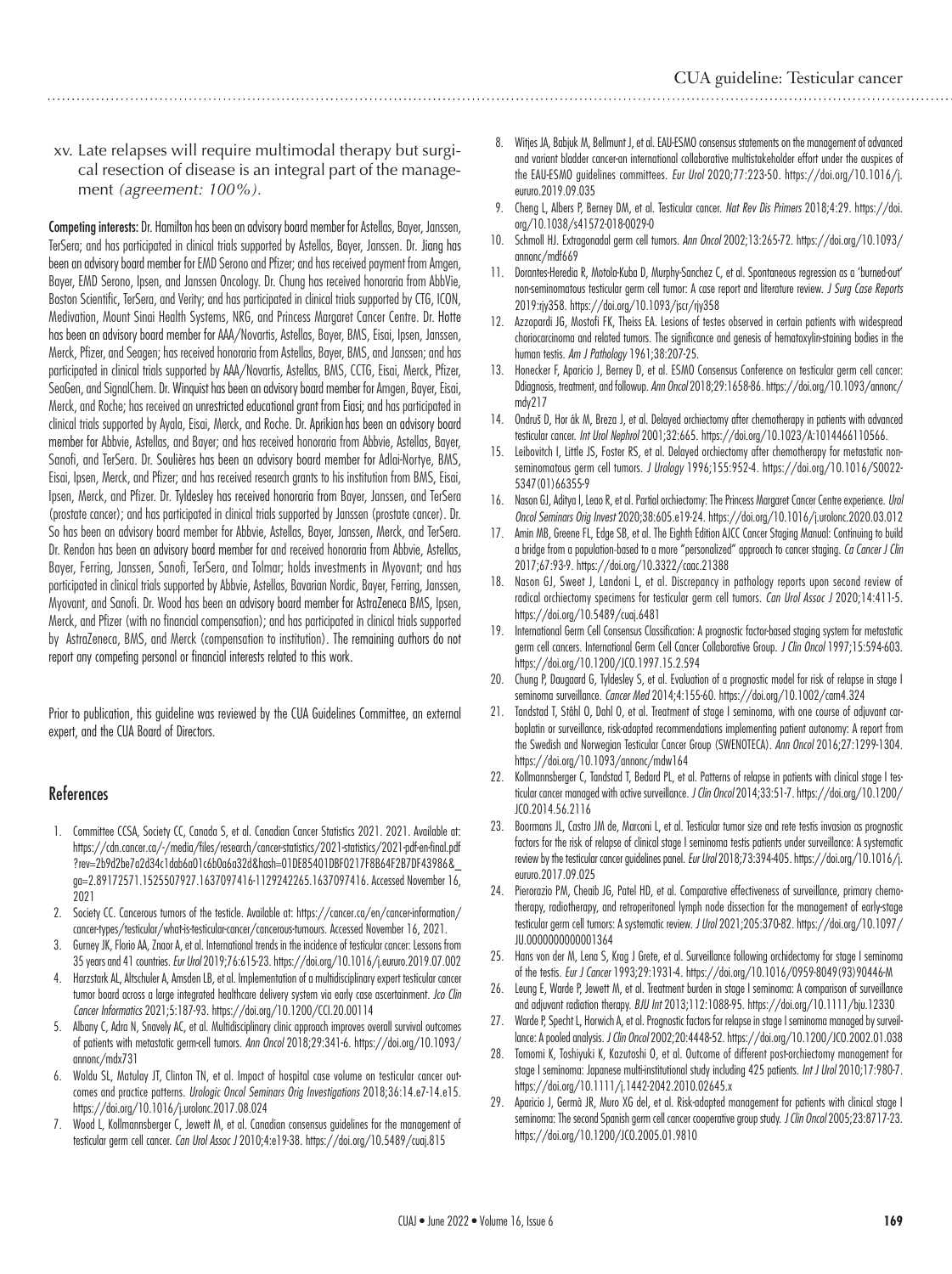xv. Late relapses will require multimodal therapy but surgical resection of disease is an integral part of the management *(agreement: 100%)*.

**Competing interests:** Dr. Hamilton has been an advisory board member for Astellas, Bayer, Janssen, TerSera; and has participated in clinical trials supported by Astellas, Bayer, Janssen. Dr. Jiang has been an advisory board member for EMD Serono and Pfizer; and has received payment from Amgen, Bayer, EMD Serono, Ipsen, and Janssen Oncology. Dr. Chung has received honoraria from AbbVie, Boston Scientific, TerSera, and Verity; and has participated in clinical trials supported by CTG, ICON, Medivation, Mount Sinai Health Systems, NRG, and Princess Margaret Cancer Centre. Dr. Hotte has been an advisory board member for AAA/Novartis, Astellas, Bayer, BMS, Eisai, Ipsen, Janssen, Merck, Pfizer, and Seagen; has received honoraria from Astellas, Bayer, BMS, and Janssen; and has participated in clinical trials supported by AAA/Novartis, Astellas, BMS, CCTG, Eisai, Merck, Pfizer, SeaGen, and SignalChem. Dr. Winquist has been an advisory board member for Amgen, Bayer, Eisai, Merck, and Roche; has received an unrestricted educational grant from Eiasi; and has participated in clinical trials supported by Ayala, Eisai, Merck, and Roche. Dr. Aprikian has been an advisory board member for Abbvie, Astellas, and Bayer; and has received honoraria from Abbvie, Astellas, Bayer, Sanofi, and TerSera. Dr. Soulières has been an advisory board member for Adlai-Nortye, BMS, Eisai, Ipsen, Merck, and Pfizer; and has received research grants to his institution from BMS, Eisai, Ipsen, Merck, and Pfizer. Dr. Tyldesley has received honoraria from Bayer, Janssen, and TerSera (prostate cancer); and has participated in clinical trials supported by Janssen (prostate cancer). Dr. So has been an advisory board member for Abbvie, Astellas, Bayer, Janssen, Merck, and TerSera. Dr. Rendon has been an advisory board member for and received honoraria from Abbvie, Astellas, Bayer, Ferring, Janssen, Sanofi, TerSera, and Tolmar; holds investments in Myovant; and has participated in clinical trials supported by Abbvie, Astellas, Bavarian Nordic, Bayer, Ferring, Janssen, Myovant, and Sanofi. Dr. Wood has been an advisory board member for AstraZeneca BMS, Ipsen, Merck, and Pfizer (with no financial compensation); and has participated in clinical trials supported by AstraZeneca, BMS, and Merck (compensation to institution). The remaining authors do not report any competing personal or financial interests related to this work.

Prior to publication, this guideline was reviewed by the CUA Guidelines Committee, an external expert, and the CUA Board of Directors.

## References

1. Committee CCSA, Society CC, Canada S, et al. Canadian Cancer Statistics 2021. 2021. Available at: https://cdn.cancer.ca/-/media/files/research/cancer-statistics/2021-statistics/2021-pdf-en-final.pdf?rev=2b9d2be7a2d34c1dab6a01c6b0a6a32d&hash=01DE85401DBF0217F8B64F2B7DF43986&_ga=2.89172571.1525507927.1637097416-1129242265.1637097416. Accessed November 16, 2021
2. Society CC. Cancerous tumors of the testicle. Available at: https://cancer.ca/en/cancer-information/cancer-types/testicular/what-is-testicular-cancer/cancerous-tumours. Accessed November 16, 2021.
3. Gurney JK, Florio AA, Znaor A, et al. International trends in the incidence of testicular cancer: Lessons from 35 years and 41 countries. *Eur Urol* 2019;76:615-23. https://doi.org/10.1016/j.eururo.2019.07.002
4. Harzstark AL, Altschuler A, Amsden LB, et al. Implementation of a multidisciplinary expert testicular cancer tumor board across a large integrated healthcare delivery system via early case ascertainment. *Jco Clin Cancer Informatics* 2021;5:187-93. https://doi.org/10.1200/CCI.20.00114
5. Albany C, Adra N, Snavely AC, et al. Multidisciplinary clinic approach improves overall survival outcomes of patients with metastatic germ-cell tumors. *Ann Oncol* 2018;29:341-6. https://doi.org/10.1093/annonc/mdx731
6. Woldu SL, Matulay JT, Clinton TN, et al. Impact of hospital case volume on testicular cancer outcomes and practice patterns. *Urologic Oncol Seminars Orig Investigations* 2018;36:14.e7-14.e15. https://doi.org/10.1016/j.urolonc.2017.08.024
7. Wood L, Kollmannsberger C, Jewett M, et al. Canadian consensus guidelines for the management of testicular germ cell cancer. *Can Urol Assoc J* 2010;4:e19-38. https://doi.org/10.5489/cuaj.815
8. Witjes JA, Babjuk M, Bellmunt J, et al. EAU-ESMO consensus statements on the management of advanced and variant bladder cancer-an international collaborative multistakeholder effort under the auspices of the EAU-ESMO guidelines committees. *Eur Urol* 2020;77:223-50. https://doi.org/10.1016/j.eururo.2019.09.035
9. Cheng L, Albers P, Berney DM, et al. Testicular cancer. *Nat Rev Dis Primers* 2018;4:29. https://doi.org/10.1038/s41572-018-0029-0
10. Schmoll HJ. Extragonadal germ cell tumors. *Ann Oncol* 2002;13:265-72. https://doi.org/10.1093/annonc/mdf669
11. Dorantes-Heredia R, Motola-Kuba D, Murphy-Sanchez C, et al. Spontaneous regression as a 'burned-out' non-seminomatous testicular germ cell tumor: A case report and literature review. *J Surg Case Reports* 2019:rjy358. https://doi.org/10.1093/jscr/rjy358
12. Azzopardi JG, Mostofi FK, Theiss EA. Lesions of testes observed in certain patients with widespread choriocarcinoma and related tumors. The significance and genesis of hematoxylin-staining bodies in the human testis. *Am J Pathology* 1961;38:207-25.
13. Honecker F, Aparicio J, Berney D, et al. ESMO Consensus Conference on testicular germ cell cancer: Ddiagnosis, treatment, and followup. *Ann Oncol* 2018;29:1658-86. https://doi.org/10.1093/annonc/mdy217
14. Ondruš D, Hor ák M, Breza J, et al. Delayed orchiectomy after chemotherapy in patients with advanced testicular cancer. *Int Urol Nephrol* 2001;32:665. https://doi.org/10.1023/A:1014466110566.
15. Leibovitch I, Little JS, Foster RS, et al. Delayed orchiectomy after chemotherapy for metastatic nonseminomatous germ cell tumors. *J Urology* 1996;155:952-4. https://doi.org/10.1016/S0022-5347(01)66355-9
16. Nason GJ, Aditya I, Leao R, et al. Partial orchiectomy: The Princess Margaret Cancer Centre experience. *Urol Oncol Seminars Orig Invest* 2020;38:605.e19-24. https://doi.org/10.1016/j.urolonc.2020.03.012
17. Amin MB, Greene FL, Edge SB, et al. The Eighth Edition AJCC Cancer Staging Manual: Continuing to build a bridge from a population-based to a more "personalized" approach to cancer staging. *Ca Cancer J Clin* 2017;67:93-9. https://doi.org/10.3322/caac.21388
18. Nason GJ, Sweet J, Landoni L, et al. Discrepancy in pathology reports upon second review of radical orchiectomy specimens for testicular germ cell tumors. *Can Urol Assoc J* 2020;14:411-5. https://doi.org/10.5489/cuaj.6481
19. International Germ Cell Consensus Classification: A prognostic factor-based staging system for metastatic germ cell cancers. International Germ Cell Cancer Collaborative Group. *J Clin Oncol* 1997;15:594-603. https://doi.org/10.1200/JCO.1997.15.2.594
20. Chung P, Daugaard G, Tyldesley S, et al. Evaluation of a prognostic model for risk of relapse in stage I seminoma surveillance. *Cancer Med* 2014;4:155-60. https://doi.org/10.1002/cam4.324
21. Tandstad T, Ståhl O, Dahl O, et al. Treatment of stage I seminoma, with one course of adjuvant carboplatin or surveillance, risk-adapted recommendations implementing patient autonomy: A report from the Swedish and Norwegian Testicular Cancer Group (SWENOTECA). *Ann Oncol* 2016;27:1299-1304. https://doi.org/10.1093/annonc/mdw164
22. Kollmannsberger C, Tandstad T, Bedard PL, et al. Patterns of relapse in patients with clinical stage I testicular cancer managed with active surveillance. *J Clin Oncol* 2014;33:51-7. https://doi.org/10.1200/JCO.2014.56.2116
23. Boormans JL, Castro JM de, Marconi L, et al. Testicular tumor size and rete testis invasion as prognostic factors for the risk of relapse of clinical stage I seminoma testis patients under surveillance: A systematic review by the testicular cancer guidelines panel. *Eur Urol* 2018;73:394-405. https://doi.org/10.1016/j.eururo.2017.09.025
24. Pierorazio PM, Cheaib JG, Patel HD, et al. Comparative effectiveness of surveillance, primary chemotherapy, radiotherapy, and retroperitoneal lymph node dissection for the management of early-stage testicular germ cell tumors: A systematic review. *J Urol* 2021;205:370-82. https://doi.org/10.1097/JU.0000000000001364
25. Hans von der M, Lena S, Krag J Grete, et al. Surveillance following orchidectomy for stage I seminoma of the testis. *Eur J Cancer* 1993;29:1931-4. https://doi.org/10.1016/0959-8049(93)90446-M
26. Leung E, Warde P, Jewett M, et al. Treatment burden in stage I seminoma: A comparison of surveillance and adjuvant radiation therapy. *BJU Int* 2013;112:1088-95. https://doi.org/10.1111/bju.12330
27. Warde P, Specht L, Horwich A, et al. Prognostic factors for relapse in stage I seminoma managed by surveillance: A pooled analysis. *J Clin Oncol* 2002;20:4448-52. https://doi.org/10.1200/JCO.2002.01.038
28. Tomomi K, Toshiyuki K, Kazutoshi O, et al. Outcome of different post-orchiectomy management for stage I seminoma: Japanese multi-institutional study including 425 patients. *Int J Urol* 2010;17:980-7. https://doi.org/10.1111/j.1442-2042.2010.02645.x
29. Aparicio J, Germà JR, Muro XG del, et al. Risk-adapted management for patients with clinical stage I seminoma: The second Spanish germ cell cancer cooperative group study. *J Clin Oncol* 2005;23:8717-23. https://doi.org/10.1200/JCO.2005.01.9810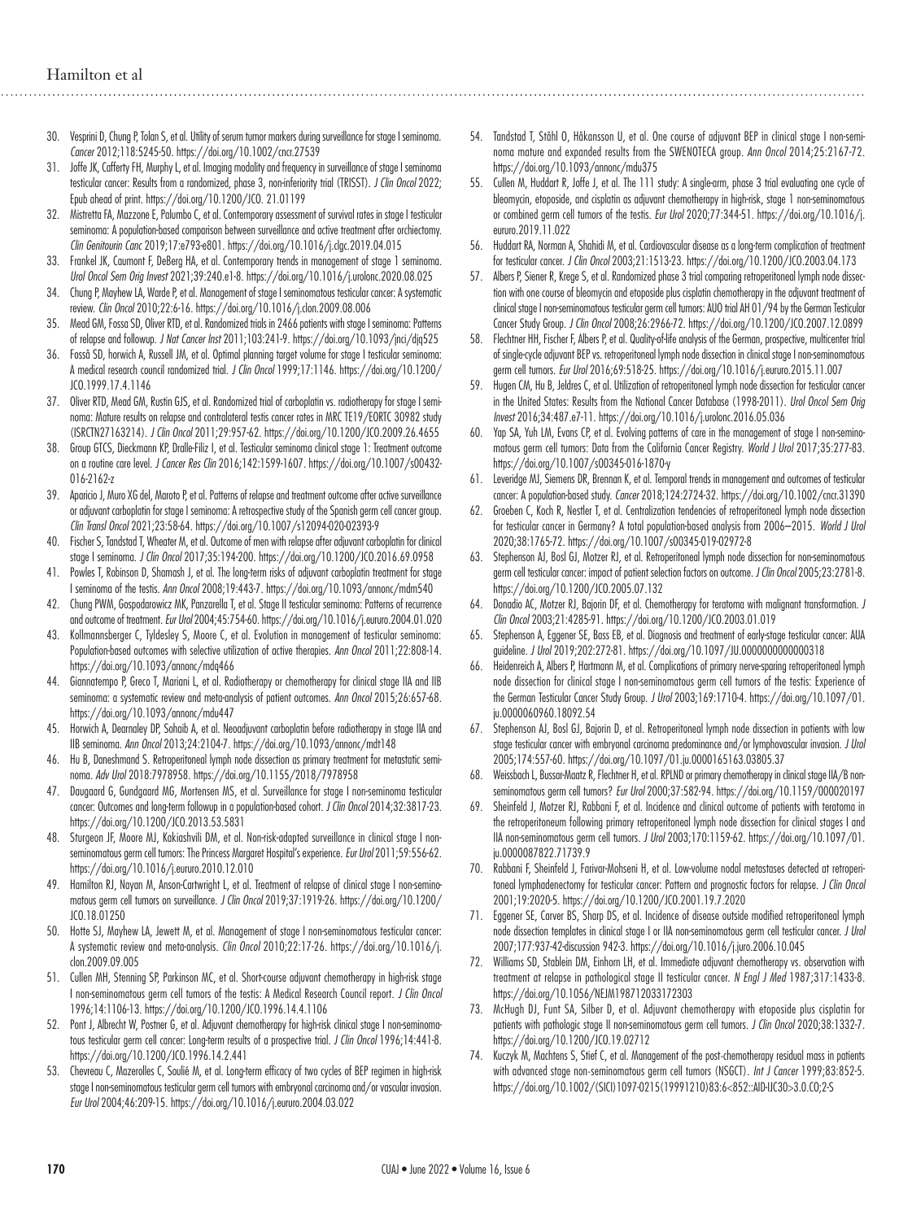30. Vesprini D, Chung P, Tolan S, et al. Utility of serum tumor markers during surveillance for stage I seminoma. *Cancer* 2012;118:5245-50. https://doi.org/10.1002/cncr.27539
31. Joffe JK, Cafferty FH, Murphy L, et al. Imaging modality and frequency in surveillance of stage I seminoma testicular cancer: Results from a randomized, phase 3, non-inferiority trial (TRISST). *J Clin Oncol* 2022; Epub ahead of print. https://doi.org/10.1200/JCO. 21.01199
32. Mistretta FA, Mazzone E, Palumbo C, et al. Contemporary assessment of survival rates in stage I testicular seminoma: A population-based comparison between surveillance and active treatment after orchiectomy. *Clin Genitourin Canc* 2019;17:e793-e801. https://doi.org/10.1016/j.clgc.2019.04.015
33. Frankel JK, Caumont F, DeBerg HA, et al. Contemporary trends in management of stage 1 seminoma. *Urol Oncol Sem Orig Invest* 2021;39:240.e1-8. https://doi.org/10.1016/j.urolonc.2020.08.025
34. Chung P, Mayhew LA, Warde P, et al. Management of stage I seminomatous testicular cancer: A systematic review. *Clin Oncol* 2010;22:6-16. https://doi.org/10.1016/j.clon.2009.08.006
35. Mead GM, Fossa SD, Oliver RTD, et al. Randomized trials in 2466 patients with stage I seminoma: Patterns of relapse and followup. *J Nat Cancer Inst* 2011;103:241-9. https://doi.org/10.1093/jnci/djq525
36. Fosså SD, horwich A, Russell JM, et al. Optimal planning target volume for stage I testicular seminoma: A medical research council randomized trial. *J Clin Oncol* 1999;17:1146. https://doi.org/10.1200/JCO.1999.17.4.1146
37. Oliver RTD, Mead GM, Rustin GJS, et al. Randomized trial of carboplatin vs. radiotherapy for stage I seminoma: Mature results on relapse and contralateral testis cancer rates in MRC TE19/EORTC 30982 study (ISRCTN27163214). *J Clin Oncol* 2011;29:957-62. https://doi.org/10.1200/JCO.2009.26.4655
38. Group GTCS, Dieckmann KP, Dralle-Filiz I, et al. Testicular seminoma clinical stage 1: Treatment outcome on a routine care level. *J Cancer Res Clin* 2016;142:1599-1607. https://doi.org/10.1007/s00432-016-2162-z
39. Aparicio J, Muro XG del, Maroto P, et al. Patterns of relapse and treatment outcome after active surveillance or adjuvant carboplatin for stage I seminoma: A retrospective study of the Spanish germ cell cancer group. *Clin Transl Oncol* 2021;23:58-64. https://doi.org/10.1007/s12094-020-02393-9
40. Fischer S, Tandstad T, Wheater M, et al. Outcome of men with relapse after adjuvant carboplatin for clinical stage I seminoma. *J Clin Oncol* 2017;35:194-200. https://doi.org/10.1200/JCO.2016.69.0958
41. Powles T, Robinson D, Shamash J, et al. The long-term risks of adjuvant carboplatin treatment for stage I seminoma of the testis. *Ann Oncol* 2008;19:443-7. https://doi.org/10.1093/annonc/mdm540
42. Chung PWM, Gospodarowicz MK, Panzarella T, et al. Stage II testicular seminoma: Patterns of recurrence and outcome of treatment. *Eur Urol* 2004;45:754-60. https://doi.org/10.1016/j.eururo.2004.01.020
43. Kollmannsberger C, Tyldesley S, Moore C, et al. Evolution in management of testicular seminoma: Population-based outcomes with selective utilization of active therapies. *Ann Oncol* 2011;22:808-14. https://doi.org/10.1093/annonc/mdq466
44. Giannatempo P, Greco T, Mariani L, et al. Radiotherapy or chemotherapy for clinical stage IIA and IIB seminoma: a systematic review and meta-analysis of patient outcomes. *Ann Oncol* 2015;26:657-68. https://doi.org/10.1093/annonc/mdu447
45. Horwich A, Dearnaley DP, Sohaib A, et al. Neoadjuvant carboplatin before radiotherapy in stage IIA and IIB seminoma. *Ann Oncol* 2013;24:2104-7. https://doi.org/10.1093/annonc/mdt148
46. Hu B, Daneshmand S. Retroperitoneal lymph node dissection as primary treatment for metastatic seminoma. *Adv Urol* 2018:7978958. https://doi.org/10.1155/2018/7978958
47. Daugaard G, Gundgaard MG, Mortensen MS, et al. Surveillance for stage I non-seminoma testicular cancer: Outcomes and long-term followup in a population-based cohort. *J Clin Oncol* 2014;32:3817-23. https://doi.org/10.1200/JCO.2013.53.5831
48. Sturgeon JF, Moore MJ, Kakiashvili DM, et al. Non-risk-adapted surveillance in clinical stage I non-seminomatous germ cell tumors: The Princess Margaret Hospital's experience. *Eur Urol* 2011;59:556-62. https://doi.org/10.1016/j.eururo.2010.12.010
49. Hamilton RJ, Nayan M, Anson-Cartwright L, et al. Treatment of relapse of clinical stage I non-seminomatous germ cell tumors on surveillance. *J Clin Oncol* 2019;37:1919-26. https://doi.org/10.1200/JCO.18.01250
50. Hotte SJ, Mayhew LA, Jewett M, et al. Management of stage I non-seminomatous testicular cancer: A systematic review and meta-analysis. *Clin Oncol* 2010;22:17-26. https://doi.org/10.1016/j.clon.2009.09.005
51. Cullen MH, Stenning SP, Parkinson MC, et al. Short-course adjuvant chemotherapy in high-risk stage I non-seminomatous germ cell tumors of the testis: A Medical Research Council report. *J Clin Oncol* 1996;14:1106-13. https://doi.org/10.1200/JCO.1996.14.4.1106
52. Pont J, Albrecht W, Postner G, et al. Adjuvant chemotherapy for high-risk clinical stage I non-seminomatous testicular germ cell cancer: Long-term results of a prospective trial. *J Clin Oncol* 1996;14:441-8. https://doi.org/10.1200/JCO.1996.14.2.441
53. Chevreau C, Mazerolles C, Soulié M, et al. Long-term efficacy of two cycles of BEP regimen in high-risk stage I non-seminomatous testicular germ cell tumors with embryonal carcinoma and/or vascular invasion. *Eur Urol* 2004;46:209-15. https://doi.org/10.1016/j.eururo.2004.03.022
54. Tandstad T, Ståhl O, Håkansson U, et al. One course of adjuvant BEP in clinical stage I non-seminoma mature and expanded results from the SWENOTECA group. *Ann Oncol* 2014;25:2167-72. https://doi.org/10.1093/annonc/mdu375
55. Cullen M, Huddart R, Joffe J, et al. The 111 study: A single-arm, phase 3 trial evaluating one cycle of bleomycin, etoposide, and cisplatin as adjuvant chemotherapy in high-risk, stage 1 non-seminomatous or combined germ cell tumors of the testis. *Eur Urol* 2020;77:344-51. https://doi.org/10.1016/j.eururo.2019.11.022
56. Huddart RA, Norman A, Shahidi M, et al. Cardiovascular disease as a long-term complication of treatment for testicular cancer. *J Clin Oncol* 2003;21:1513-23. https://doi.org/10.1200/JCO.2003.04.173
57. Albers P, Siener R, Krege S, et al. Randomized phase 3 trial comparing retroperitoneal lymph node dissection with one course of bleomycin and etoposide plus cisplatin chemotherapy in the adjuvant treatment of clinical stage I non-seminomatous testicular germ cell tumors: AUO trial AH 01/94 by the German Testicular Cancer Study Group. *J Clin Oncol* 2008;26:2966-72. https://doi.org/10.1200/JCO.2007.12.0899
58. Flechtner HH, Fischer F, Albers P, et al. Quality-of-life analysis of the German, prospective, multicenter trial of single-cycle adjuvant BEP vs. retroperitoneal lymph node dissection in clinical stage I non-seminomatous germ cell tumors. *Eur Urol* 2016;69:518-25. https://doi.org/10.1016/j.eururo.2015.11.007
59. Hugen CM, Hu B, Jeldres C, et al. Utilization of retroperitoneal lymph node dissection for testicular cancer in the United States: Results from the National Cancer Database (1998-2011). *Urol Oncol Sem Orig Invest* 2016;34:487.e7-11. https://doi.org/10.1016/j.urolonc.2016.05.036
60. Yap SA, Yuh LM, Evans CP, et al. Evolving patterns of care in the management of stage I non-seminomatous germ cell tumors: Data from the California Cancer Registry. *World J Urol* 2017;35:277-83. https://doi.org/10.1007/s00345-016-1870-y
61. Leveridge MJ, Siemens DR, Brennan K, et al. Temporal trends in management and outcomes of testicular cancer: A population-based study. *Cancer* 2018;124:2724-32. https://doi.org/10.1002/cncr.31390
62. Groeben C, Koch R, Nestler T, et al. Centralization tendencies of retroperitoneal lymph node dissection for testicular cancer in Germany? A total population-based analysis from 2006–2015. *World J Urol* 2020;38:1765-72. https://doi.org/10.1007/s00345-019-02972-8
63. Stephenson AJ, Bosl GJ, Motzer RJ, et al. Retroperitoneal lymph node dissection for non-seminomatous germ cell testicular cancer: impact of patient selection factors on outcome. *J Clin Oncol* 2005;23:2781-8. https://doi.org/10.1200/JCO.2005.07.132
64. Donadio AC, Motzer RJ, Bajorin DF, et al. Chemotherapy for teratoma with malignant transformation. *J Clin Oncol* 2003;21:4285-91. https://doi.org/10.1200/JCO.2003.01.019
65. Stephenson A, Eggener SE, Bass EB, et al. Diagnosis and treatment of early-stage testicular cancer: AUA guideline. *J Urol* 2019;202:272-81. https://doi.org/10.1097/JU.0000000000000318
66. Heidenreich A, Albers P, Hartmann M, et al. Complications of primary nerve-sparing retroperitoneal lymph node dissection for clinical stage I non-seminomatous germ cell tumors of the testis: Experience of the German Testicular Cancer Study Group. *J Urol* 2003;169:1710-4. https://doi.org/10.1097/01.ju.0000060960.18092.54
67. Stephenson A, Bosl GJ, Bajorin D, et al. Retroperitoneal lymph node dissection in patients with low stage testicular cancer with embryonal carcinoma predominance and/or lymphovascular invasion. *J Urol* 2005;174:557-60. https://doi.org/10.1097/01.ju.0000165163.03805.37
68. Weissbach L, Bussar-Maatz R, Flechtner H, et al. RPLND or primary chemotherapy in clinical stage IIA/B non-seminomatous germ cell tumors? *Eur Urol* 2000;37:582-94. https://doi.org/10.1159/000020197
69. Sheinfeld J, Motzer RJ, Rabbani F, et al. Incidence and clinical outcome of patients with teratoma in the retroperitoneum following primary retroperitoneal lymph node dissection for clinical stages I and IIA non-seminomatous germ cell tumors. *J Urol* 2003;170:1159-62. https://doi.org/10.1097/01.ju.0000087822.71739.9
70. Rabbani F, Sheinfeld J, Farivar-Mohseni H, et al. Low-volume nodal metastases detected at retroperitoneal lymphadenectomy for testicular cancer: Pattern and prognostic factors for relapse. *J Clin Oncol* 2001;19:2020-5. https://doi.org/10.1200/JCO.2001.19.7.2020
71. Eggener SE, Carver BS, Sharp DS, et al. Incidence of disease outside modified retroperitoneal lymph node dissection templates in clinical stage I or IIA non-seminomatous germ cell testicular cancer. *J Urol* 2007;177:937-42-discussion 942-3. https://doi.org/10.1016/j.juro.2006.10.045
72. Williams SD, Stablein DM, Einhorn LH, et al. Immediate adjuvant chemotherapy vs. observation with treatment at relapse in pathological stage II testicular cancer. *N Engl J Med* 1987;317:1433-8. https://doi.org/10.1056/NEJM198712033172303
73. McHugh DJ, Funt SA, Silber D, et al. Adjuvant chemotherapy with etoposide plus cisplatin for patients with pathologic stage II non-seminomatous germ cell tumors. *J Clin Oncol* 2020;38:1332-7. https://doi.org/10.1200/JCO.19.02712
74. Kuczyk M, Machtens S, Stief C, et al. Management of the post-chemotherapy residual mass in patients with advanced stage non-seminomatous germ cell tumors (NSGCT). *Int J Cancer* 1999;83:852-5. https://doi.org/10.1002/(SICI)1097-0215(19991210)83:6<852::AID-IJC30>3.0.CO;2-S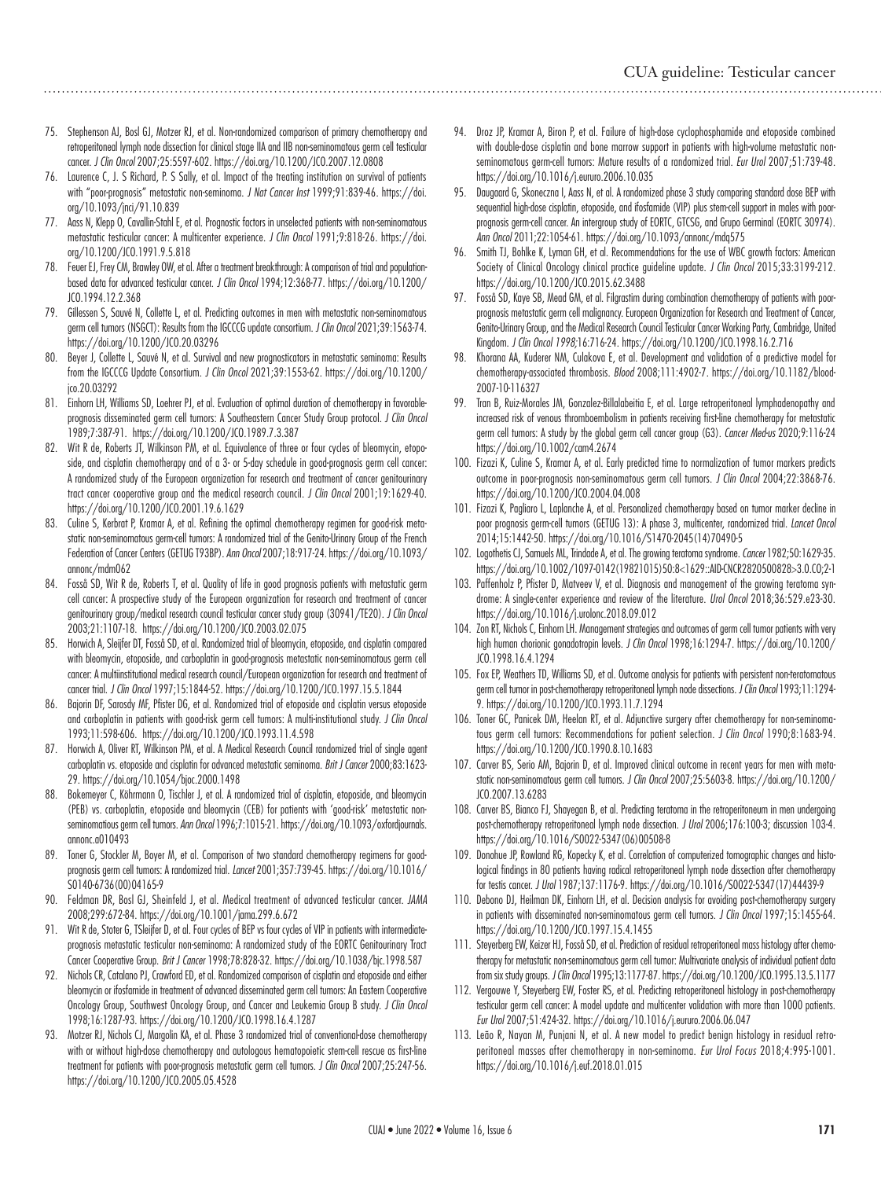75. Stephenson AJ, Bosl GJ, Motzer RJ, et al. Non-randomized comparison of primary chemotherapy and retroperitoneal lymph node dissection for clinical stage IIA and IIB non-seminomatous germ cell testicular cancer. *J Clin Oncol* 2007;25:5597-602. https://doi.org/10.1200/JCO.2007.12.0808
76. Laurence C, J. S Richard, P. S Sally, et al. Impact of the treating institution on survival of patients with "poor-prognosis" metastatic non-seminoma. *J Nat Cancer Inst* 1999;91:839-46. https://doi.org/10.1093/jnci/91.10.839
77. Aass N, Klepp O, Cavallin-Stahl E, et al. Prognostic factors in unselected patients with non-seminomatous metastatic testicular cancer: A multicenter experience. *J Clin Oncol* 1991;9:818-26. https://doi.org/10.1200/JCO.1991.9.5.818
78. Feuer EJ, Frey CM, Brawley OW, et al. After a treatment breakthrough: A comparison of trial and population-based data for advanced testicular cancer. *J Clin Oncol* 1994;12:368-77. https://doi.org/10.1200/JCO.1994.12.2.368
79. Gillessen S, Sauvé N, Collette L, et al. Predicting outcomes in men with metastatic non-seminomatous germ cell tumors (NSGCT): Results from the IGCCCG update consortium. *J Clin Oncol* 2021;39:1563-74. https://doi.org/10.1200/JCO.20.03296
80. Beyer J, Collette L, Sauvé N, et al. Survival and new prognosticators in metastatic seminoma: Results from the IGCCCG Update Consortium. *J Clin Oncol* 2021;39:1553-62. https://doi.org/10.1200/jco.20.03292
81. Einhorn LH, Williams SD, Loehrer PJ, et al. Evaluation of optimal duration of chemotherapy in favorable-prognosis disseminated germ cell tumors: A Southeastern Cancer Study Group protocol. *J Clin Oncol* 1989;7:387-91. https://doi.org/10.1200/JCO.1989.7.3.387
82. Wit R de, Roberts JT, Wilkinson PM, et al. Equivalence of three or four cycles of bleomycin, etoposide, and cisplatin chemotherapy and of a 3- or 5-day schedule in good-prognosis germ cell cancer: A randomized study of the European organization for research and treatment of cancer genitourinary tract cancer cooperative group and the medical research council. *J Clin Oncol* 2001;19:1629-40. https://doi.org/10.1200/JCO.2001.19.6.1629
83. Culine S, Kerbrat P, Kramar A, et al. Refining the optimal chemotherapy regimen for good-risk metastatic non-seminomatous germ-cell tumors: A randomized trial of the Genito-Urinary Group of the French Federation of Cancer Centers (GETUG T93BP). *Ann Oncol* 2007;18:917-24. https://doi.org/10.1093/annonc/mdm062
84. Fosså SD, Wit R de, Roberts T, et al. Quality of life in good prognosis patients with metastatic germ cell cancer: A prospective study of the European organization for research and treatment of cancer genitourinary group/medical research council testicular cancer study group (30941/TE20). *J Clin Oncol* 2003;21:1107-18. https://doi.org/10.1200/JCO.2003.02.075
85. Horwich A, Sleijfer DT, Fosså SD, et al. Randomized trial of bleomycin, etoposide, and cisplatin compared with bleomycin, etoposide, and carboplatin in good-prognosis metastatic non-seminomatous germ cell cancer: A multiinstitutional medical research council/European organization for research and treatment of cancer trial. *J Clin Oncol* 1997;15:1844-52. https://doi.org/10.1200/JCO.1997.15.5.1844
86. Bajorin DF, Sarosdy MF, Pfister DG, et al. Randomized trial of etoposide and cisplatin versus etoposide and carboplatin in patients with good-risk germ cell tumors: A multi-institutional study. *J Clin Oncol* 1993;11:598-606. https://doi.org/10.1200/JCO.1993.11.4.598
87. Horwich A, Oliver RT, Wilkinson PM, et al. A Medical Research Council randomized trial of single agent carboplatin vs. etoposide and cisplatin for advanced metastatic seminoma. *Brit J Cancer* 2000;83:1623-29. https://doi.org/10.1054/bjoc.2000.1498
88. Bokemeyer C, Köhrmann O, Tischler J, et al. A randomized trial of cisplatin, etoposide, and bleomycin (PEB) vs. carboplatin, etoposide and bleomycin (CEB) for patients with 'good-risk' metastatic non-seminomatous germ cell tumors. *Ann Oncol* 1996;7:1015-21. https://doi.org/10.1093/oxfordjournals.annonc.a010493
89. Toner G, Stockler M, Boyer M, et al. Comparison of two standard chemotherapy regimens for good-prognosis germ cell tumors: A randomized trial. *Lancet* 2001;357:739-45. https://doi.org/10.1016/S0140-6736(00)04165-9
90. Feldman DR, Bosl GJ, Sheinfeld J, et al. Medical treatment of advanced testicular cancer. *JAMA* 2008;299:672-84. https://doi.org/10.1001/jama.299.6.672
91. Wit R de, Stoter G, TSleijfer D, et al. Four cycles of BEP vs four cycles of VIP in patients with intermediate-prognosis metastatic testicular non-seminoma: A randomized study of the EORTC Genitourinary Tract Cancer Cooperative Group. *Brit J Cancer* 1998;78:828-32. https://doi.org/10.1038/bjc.1998.587
92. Nichols CR, Catalano PJ, Crawford ED, et al. Randomized comparison of cisplatin and etoposide and either bleomycin or ifosfamide in treatment of advanced disseminated germ cell tumors: An Eastern Cooperative Oncology Group, Southwest Oncology Group, and Cancer and Leukemia Group B study. *J Clin Oncol* 1998;16:1287-93. https://doi.org/10.1200/JCO.1998.16.4.1287
93. Motzer RJ, Nichols CJ, Margolin KA, et al. Phase 3 randomized trial of conventional-dose chemotherapy with or without high-dose chemotherapy and autologous hematopoietic stem-cell rescue as first-line treatment for patients with poor-prognosis metastatic germ cell tumors. *J Clin Oncol* 2007;25:247-56. https://doi.org/10.1200/JCO.2005.05.4528
94. Droz JP, Kramar A, Biron P, et al. Failure of high-dose cyclophosphamide and etoposide combined with double-dose cisplatin and bone marrow support in patients with high-volume metastatic non-seminomatous germ-cell tumors: Mature results of a randomized trial. *Eur Urol* 2007;51:739-48. https://doi.org/10.1016/j.eururo.2006.10.035
95. Daugaard G, Skoneczna I, Aass N, et al. A randomized phase 3 study comparing standard dose BEP with sequential high-dose cisplatin, etoposide, and ifosfamide (VIP) plus stem-cell support in males with poor-prognosis germ-cell cancer. An intergroup study of EORTC, GTCSG, and Grupo Germinal (EORTC 30974). *Ann Oncol* 2011;22:1054-61. https://doi.org/10.1093/annonc/mdq575
96. Smith TJ, Bohlke K, Lyman GH, et al. Recommendations for the use of WBC growth factors: American Society of Clinical Oncology clinical practice guideline update. *J Clin Oncol* 2015;33:3199-212. https://doi.org/10.1200/JCO.2015.62.3488
97. Fosså SD, Kaye SB, Mead GM, et al. Filgrastim during combination chemotherapy of patients with poor-prognosis metastatic germ cell malignancy. European Organization for Research and Treatment of Cancer, Genito-Urinary Group, and the Medical Research Council Testicular Cancer Working Party, Cambridge, United Kingdom. *J Clin Oncol 1998;*16:716-24. https://doi.org/10.1200/JCO.1998.16.2.716
98. Khorana AA, Kuderer NM, Culakova E, et al. Development and validation of a predictive model for chemotherapy-associated thrombosis. *Blood* 2008;111:4902-7. https://doi.org/10.1182/blood-2007-10-116327
99. Tran B, Ruiz-Morales JM, Gonzalez-Billalabeitia E, et al. Large retroperitoneal lymphadenopathy and increased risk of venous thromboembolism in patients receiving first-line chemotherapy for metastatic germ cell tumors: A study by the global germ cell cancer group (G3). *Cancer Med-us* 2020;9:116-24 https://doi.org/10.1002/cam4.2674
100. Fizazi K, Culine S, Kramar A, et al. Early predicted time to normalization of tumor markers predicts outcome in poor-prognosis non-seminomatous germ cell tumors. *J Clin Oncol* 2004;22:3868-76. https://doi.org/10.1200/JCO.2004.04.008
101. Fizazi K, Pagliaro L, Laplanche A, et al. Personalized chemotherapy based on tumor marker decline in poor prognosis germ-cell tumors (GETUG 13): A phase 3, multicenter, randomized trial. *Lancet Oncol* 2014;15:1442-50. https://doi.org/10.1016/S1470-2045(14)70490-5
102. Logothetis CJ, Samuels ML, Trindade A, et al. The growing teratoma syndrome. *Cancer* 1982;50:1629-35. https://doi.org/10.1002/1097-0142(19821015)50:8<1629::AID-CNCR2820500828>3.0.CO;2-1
103. Paffenholz P, Pfister D, Matveev V, et al. Diagnosis and management of the growing teratoma syndrome: A single-center experience and review of the literature. *Urol Oncol* 2018;36:529.e23-30. https://doi.org/10.1016/j.urolonc.2018.09.012
104. Zon RT, Nichols C, Einhorn LH. Management strategies and outcomes of germ cell tumor patients with very high human chorionic gonadotropin levels. *J Clin Oncol* 1998;16:1294-7. https://doi.org/10.1200/JCO.1998.16.4.1294
105. Fox EP, Weathers TD, Williams SD, et al. Outcome analysis for patients with persistent non-teratomatous germ cell tumor in post-chemotherapy retroperitoneal lymph node dissections. *J Clin Oncol* 1993;11:1294-9. https://doi.org/10.1200/JCO.1993.11.7.1294
106. Toner GC, Panicek DM, Heelan RT, et al. Adjunctive surgery after chemotherapy for non-seminomatous germ cell tumors: Recommendations for patient selection. *J Clin Oncol* 1990;8:1683-94. https://doi.org/10.1200/JCO.1990.8.10.1683
107. Carver BS, Serio AM, Bajorin D, et al. Improved clinical outcome in recent years for men with metastatic non-seminomatous germ cell tumors. *J Clin Oncol* 2007;25:5603-8. https://doi.org/10.1200/JCO.2007.13.6283
108. Carver BS, Bianco FJ, Shayegan B, et al. Predicting teratoma in the retroperitoneum in men undergoing post-chemotherapy retroperitoneal lymph node dissection. *J Urol* 2006;176:100-3; discussion 103-4. https://doi.org/10.1016/S0022-5347(06)00508-8
109. Donohue JP, Rowland RG, Kopecky K, et al. Correlation of computerized tomographic changes and histological findings in 80 patients having radical retroperitoneal lymph node dissection after chemotherapy for testis cancer. *J Urol* 1987;137:1176-9. https://doi.org/10.1016/S0022-5347(17)44439-9
110. Debono DJ, Heilman DK, Einhorn LH, et al. Decision analysis for avoiding post-chemotherapy surgery in patients with disseminated non-seminomatous germ cell tumors. *J Clin Oncol* 1997;15:1455-64. https://doi.org/10.1200/JCO.1997.15.4.1455
111. Steyerberg EW, Keizer HJ, Fosså SD, et al. Prediction of residual retroperitoneal mass histology after chemotherapy for metastatic non-seminomatous germ cell tumor: Multivariate analysis of individual patient data from six study groups. *J Clin Oncol* 1995;13:1177-87. https://doi.org/10.1200/JCO.1995.13.5.1177
112. Vergouwe Y, Steyerberg EW, Foster RS, et al. Predicting retroperitoneal histology in post-chemotherapy testicular germ cell cancer: A model update and multicenter validation with more than 1000 patients. *Eur Urol* 2007;51:424-32. https://doi.org/10.1016/j.eururo.2006.06.047
113. Leão R, Nayan M, Punjani N, et al. A new model to predict benign histology in residual retroperitoneal masses after chemotherapy in non-seminoma. *Eur Urol Focus* 2018;4:995-1001. https://doi.org/10.1016/j.euf.2018.01.015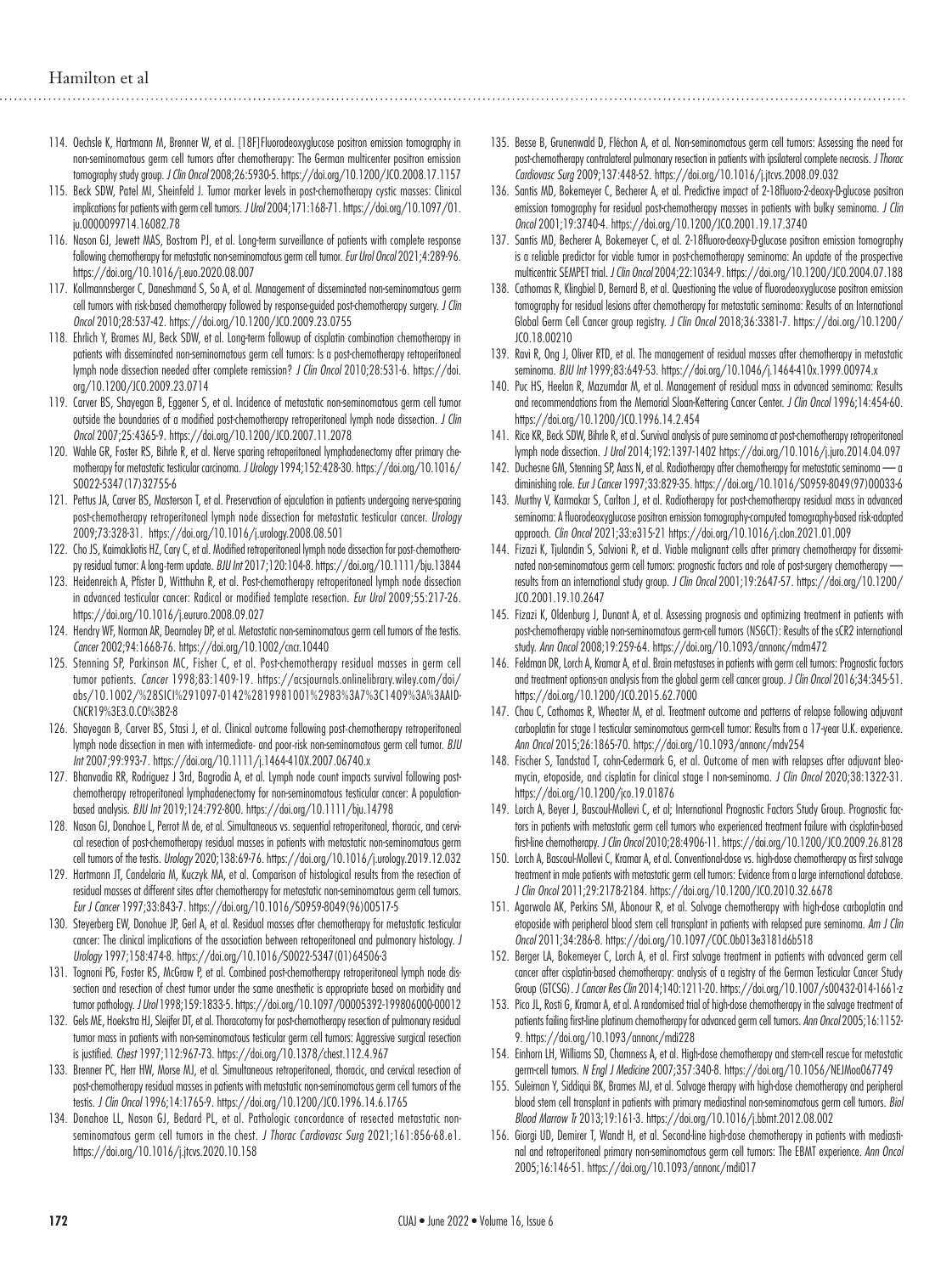114. Oechsle K, Hartmann M, Brenner W, et al. [18F]Fluorodeoxyglucose positron emission tomography in non-seminomatous germ cell tumors after chemotherapy: The German multicenter positron emission tomography study group. *J Clin Oncol* 2008;26:5930-5. https://doi.org/10.1200/JCO.2008.17.1157
115. Beck SDW, Patel MI, Sheinfeld J. Tumor marker levels in post-chemotherapy cystic masses: Clinical implications for patients with germ cell tumors. *J Urol* 2004;171:168-71. https://doi.org/10.1097/01.ju.0000099714.16082.78
116. Nason GJ, Jewett MAS, Bostrom PJ, et al. Long-term surveillance of patients with complete response following chemotherapy for metastatic non-seminomatous germ cell tumor. *Eur Urol Oncol* 2021;4:289-96. https://doi.org/10.1016/j.euo.2020.08.007
117. Kollmannsberger C, Daneshmand S, So A, et al. Management of disseminated non-seminomatous germ cell tumors with risk-based chemotherapy followed by response-guided post-chemotherapy surgery. *J Clin Oncol* 2010;28:537-42. https://doi.org/10.1200/JCO.2009.23.0755
118. Ehrlich Y, Brames MJ, Beck SDW, et al. Long-term followup of cisplatin combination chemotherapy in patients with disseminated non-seminomatous germ cell tumors: Is a post-chemotherapy retroperitoneal lymph node dissection needed after complete remission? *J Clin Oncol* 2010;28:531-6. https://doi.org/10.1200/JCO.2009.23.0714
119. Carver BS, Shayegan B, Eggener S, et al. Incidence of metastatic non-seminomatous germ cell tumor outside the boundaries of a modified post-chemotherapy retroperitoneal lymph node dissection. *J Clin Oncol* 2007;25:4365-9. https://doi.org/10.1200/JCO.2007.11.2078
120. Wahle GR, Foster RS, Bihrle R, et al. Nerve sparing retroperitoneal lymphadenectomy after primary chemotherapy for metastatic testicular carcinoma. *J Urology* 1994;152:428-30. https://doi.org/10.1016/S0022-5347(17)32755-6
121. Pettus JA, Carver BS, Masterson T, et al. Preservation of ejaculation in patients undergoing nerve-sparing post-chemotherapy retroperitoneal lymph node dissection for metastatic testicular cancer. *Urology* 2009;73:328-31. https://doi.org/10.1016/j.urology.2008.08.501
122. Cho JS, Kaimakliotis HZ, Cary C, et al. Modified retroperitoneal lymph node dissection for post-chemotherapy residual tumor: A long-term update. *BJU Int* 2017;120:104-8. https://doi.org/10.1111/bju.13844
123. Heidenreich A, Pfister D, Witthuhn R, et al. Post-chemotherapy retroperitoneal lymph node dissection in advanced testicular cancer: Radical or modified template resection. *Eur Urol* 2009;55:217-26. https://doi.org/10.1016/j.eururo.2008.09.027
124. Hendry WF, Norman AR, Dearnaley DP, et al. Metastatic non-seminomatous germ cell tumors of the testis. *Cancer* 2002;94:1668-76. https://doi.org/10.1002/cncr.10440
125. Stenning SP, Parkinson MC, Fisher C, et al. Post-chemotherapy residual masses in germ cell tumor patients. *Cancer* 1998;83:1409-19. https://acsjournals.onlinelibrary.wiley.com/doi/abs/10.1002/%28SICI%291097-0142%2819981001%2983%3A7%3C1409%3A%3AAID-CNCR19%3E3.0.CO%3B2-8
126. Shayegan B, Carver BS, Stasi J, et al. Clinical outcome following post-chemotherapy retroperitoneal lymph node dissection in men with intermediate- and poor-risk non-seminomatous germ cell tumor. *BJU Int* 2007;99:993-7. https://doi.org/10.1111/j.1464-410X.2007.06740.x
127. Bhanvadia RR, Rodriguez J 3rd, Bagrodia A, et al. Lymph node count impacts survival following post-chemotherapy retroperitoneal lymphadenectomy for non-seminomatous testicular cancer: A population-based analysis. *BJU Int* 2019;124:792-800. https://doi.org/10.1111/bju.14798
128. Nason GJ, Donahoe L, Perrot M de, et al. Simultaneous vs. sequential retroperitoneal, thoracic, and cervical resection of post-chemotherapy residual masses in patients with metastatic non-seminomatous germ cell tumors of the testis. *Urology* 2020;138:69-76. https://doi.org/10.1016/j.urology.2019.12.032
129. Hartmann JT, Candelaria M, Kuczyk MA, et al. Comparison of histological results from the resection of residual masses at different sites after chemotherapy for metastatic non-seminomatous germ cell tumors. *Eur J Cancer* 1997;33:843-7. https://doi.org/10.1016/S0959-8049(96)00517-5
130. Steyerberg EW, Donohue JP, Gerl A, et al. Residual masses after chemotherapy for metastatic testicular cancer: The clinical implications of the association between retroperitoneal and pulmonary histology. *J Urology* 1997;158:474-8. https://doi.org/10.1016/S0022-5347(01)64506-3
131. Tognoni PG, Foster RS, McGraw P, et al. Combined post-chemotherapy retroperitoneal lymph node dissection and resection of chest tumor under the same anesthetic is appropriate based on morbidity and tumor pathology. *J Urol* 1998;159:1833-5. https://doi.org/10.1097/00005392-199806000-00012
132. Gels ME, Hoekstra HJ, Sleijfer DT, et al. Thoracotomy for post-chemotherapy resection of pulmonary residual tumor mass in patients with non-seminomatous testicular germ cell tumors: Aggressive surgical resection is justified. *Chest* 1997;112:967-73. https://doi.org/10.1378/chest.112.4.967
133. Brenner PC, Herr HW, Morse MJ, et al. Simultaneous retroperitoneal, thoracic, and cervical resection of post-chemotherapy residual masses in patients with metastatic non-seminomatous germ cell tumors of the testis. *J Clin Oncol* 1996;14:1765-9. https://doi.org/10.1200/JCO.1996.14.6.1765
134. Donahoe LL, Nason GJ, Bedard PL, et al. Pathologic concordance of resected metastatic non-seminomatous germ cell tumors in the chest. *J Thorac Cardiovasc Surg* 2021;161:856-68.e1. https://doi.org/10.1016/j.jtcvs.2020.10.158
135. Besse B, Grunenwald D, Fléchon A, et al. Non-seminomatous germ cell tumors: Assessing the need for post-chemotherapy contralateral pulmonary resection in patients with ipsilateral complete necrosis. *J Thorac Cardiovasc Surg* 2009;137:448-52. https://doi.org/10.1016/j.jtcvs.2008.09.032
136. Santis MD, Bokemeyer C, Becherer A, et al. Predictive impact of 2-18fluoro-2-deoxy-D-glucose positron emission tomography for residual post-chemotherapy masses in patients with bulky seminoma. *J Clin Oncol* 2001;19:3740-4. https://doi.org/10.1200/JCO.2001.19.17.3740
137. Santis MD, Becherer A, Bokemeyer C, et al. 2-18fluoro-deoxy-D-glucose positron emission tomography is a reliable predictor for viable tumor in post-chemotherapy seminoma: An update of the prospective multicentric SEMPET trial. *J Clin Oncol* 2004;22:1034-9. https://doi.org/10.1200/JCO.2004.07.188
138. Cathomas R, Klingbiel D, Bernard B, et al. Questioning the value of fluorodeoxyglucose positron emission tomography for residual lesions after chemotherapy for metastatic seminoma: Results of an International Global Germ Cell Cancer group registry. *J Clin Oncol* 2018;36:3381-7. https://doi.org/10.1200/JCO.18.00210
139. Ravi R, Ong J, Oliver RTD, et al. The management of residual masses after chemotherapy in metastatic seminoma. *BJU Int* 1999;83:649-53. https://doi.org/10.1046/j.1464-410x.1999.00974.x
140. Puc HS, Heelan R, Mazumdar M, et al. Management of residual mass in advanced seminoma: Results and recommendations from the Memorial Sloan-Kettering Cancer Center. *J Clin Oncol* 1996;14:454-60. https://doi.org/10.1200/JCO.1996.14.2.454
141. Rice KR, Beck SDW, Bihrle R, et al. Survival analysis of pure seminoma at post-chemotherapy retroperitoneal lymph node dissection. *J Urol* 2014;192:1397-1402 https://doi.org/10.1016/j.juro.2014.04.097
142. Duchesne GM, Stenning SP, Aass N, et al. Radiotherapy after chemotherapy for metastatic seminoma — a diminishing role. *Eur J Cancer* 1997;33:829-35. https://doi.org/10.1016/S0959-8049(97)00033-6
143. Murthy V, Karmakar S, Carlton J, et al. Radiotherapy for post-chemotherapy residual mass in advanced seminoma: A fluorodeoxyglucose positron emission tomography-computed tomography-based risk-adapted approach. *Clin Oncol* 2021;33:e315-21 https://doi.org/10.1016/j.clon.2021.01.009
144. Fizazi K, Tjulandin S, Salvioni R, et al. Viable malignant cells after primary chemotherapy for disseminated non-seminomatous germ cell tumors: prognostic factors and role of post-surgery chemotherapy — results from an international study group. *J Clin Oncol* 2001;19:2647-57. https://doi.org/10.1200/JCO.2001.19.10.2647
145. Fizazi K, Oldenburg J, Dunant A, et al. Assessing prognosis and optimizing treatment in patients with post-chemotherapy viable non-seminomatous germ-cell tumors (NSGCT): Results of the sCR2 international study. *Ann Oncol* 2008;19:259-64. https://doi.org/10.1093/annonc/mdm472
146. Feldman DR, Lorch A, Kramar A, et al. Brain metastases in patients with germ cell tumors: Prognostic factors and treatment options-an analysis from the global germ cell cancer group. *J Clin Oncol* 2016;34:345-51. https://doi.org/10.1200/JCO.2015.62.7000
147. Chau C, Cathomas R, Wheater M, et al. Treatment outcome and patterns of relapse following adjuvant carboplatin for stage I testicular seminomatous germ-cell tumor: Results from a 17-year U.K. experience. *Ann Oncol* 2015;26:1865-70. https://doi.org/10.1093/annonc/mdv254
148. Fischer S, Tandstad T, cohn-Cedermark G, et al. Outcome of men with relapses after adjuvant bleomycin, etoposide, and cisplatin for clinical stage I non-seminoma. *J Clin Oncol* 2020;38:1322-31. https://doi.org/10.1200/jco.19.01876
149. Lorch A, Beyer J, Bascoul-Mollevi C, et al; International Prognostic Factors Study Group. Prognostic factors in patients with metastatic germ cell tumors who experienced treatment failure with cisplatin-based first-line chemotherapy. *J Clin Oncol* 2010;28:4906-11. https://doi.org/10.1200/JCO.2009.26.8128
150. Lorch A, Bascoul-Mollevi C, Kramar A, et al. Conventional-dose vs. high-dose chemotherapy as first salvage treatment in male patients with metastatic germ cell tumors: Evidence from a large international database. *J Clin Oncol* 2011;29:2178-2184. https://doi.org/10.1200/JCO.2010.32.6678
151. Agarwala AK, Perkins SM, Abonour R, et al. Salvage chemotherapy with high-dose carboplatin and etoposide with peripheral blood stem cell transplant in patients with relapsed pure seminoma. *Am J Clin Oncol* 2011;34:286-8. https://doi.org/10.1097/COC.0b013e3181d6b518
152. Berger LA, Bokemeyer C, Lorch A, et al. First salvage treatment in patients with advanced germ cell cancer after cisplatin-based chemotherapy: analysis of a registry of the German Testicular Cancer Study Group (GTCSG). *J Cancer Res Clin* 2014;140:1211-20. https://doi.org/10.1007/s00432-014-1661-z
153. Pico JL, Rosti G, Kramar A, et al. A randomised trial of high-dose chemotherapy in the salvage treatment of patients failing first-line platinum chemotherapy for advanced germ cell tumors. *Ann Oncol* 2005;16:1152-9. https://doi.org/10.1093/annonc/mdi228
154. Einhorn LH, Williams SD, Chamness A, et al. High-dose chemotherapy and stem-cell rescue for metastatic germ-cell tumors. *N Engl J Medicine* 2007;357:340-8. https://doi.org/10.1056/NEJMoa067749
155. Suleiman Y, Siddiqui BK, Brames MJ, et al. Salvage therapy with high-dose chemotherapy and peripheral blood stem cell transplant in patients with primary mediastinal non-seminomatous germ cell tumors. *Biol Blood Marrow Tr* 2013;19:161-3. https://doi.org/10.1016/j.bbmt.2012.08.002
156. Giorgi UD, Demirer T, Wandt H, et al. Second-line high-dose chemotherapy in patients with mediastinal and retroperitoneal primary non-seminomatous germ cell tumors: The EBMT experience. *Ann Oncol* 2005;16:146-51. https://doi.org/10.1093/annonc/mdi017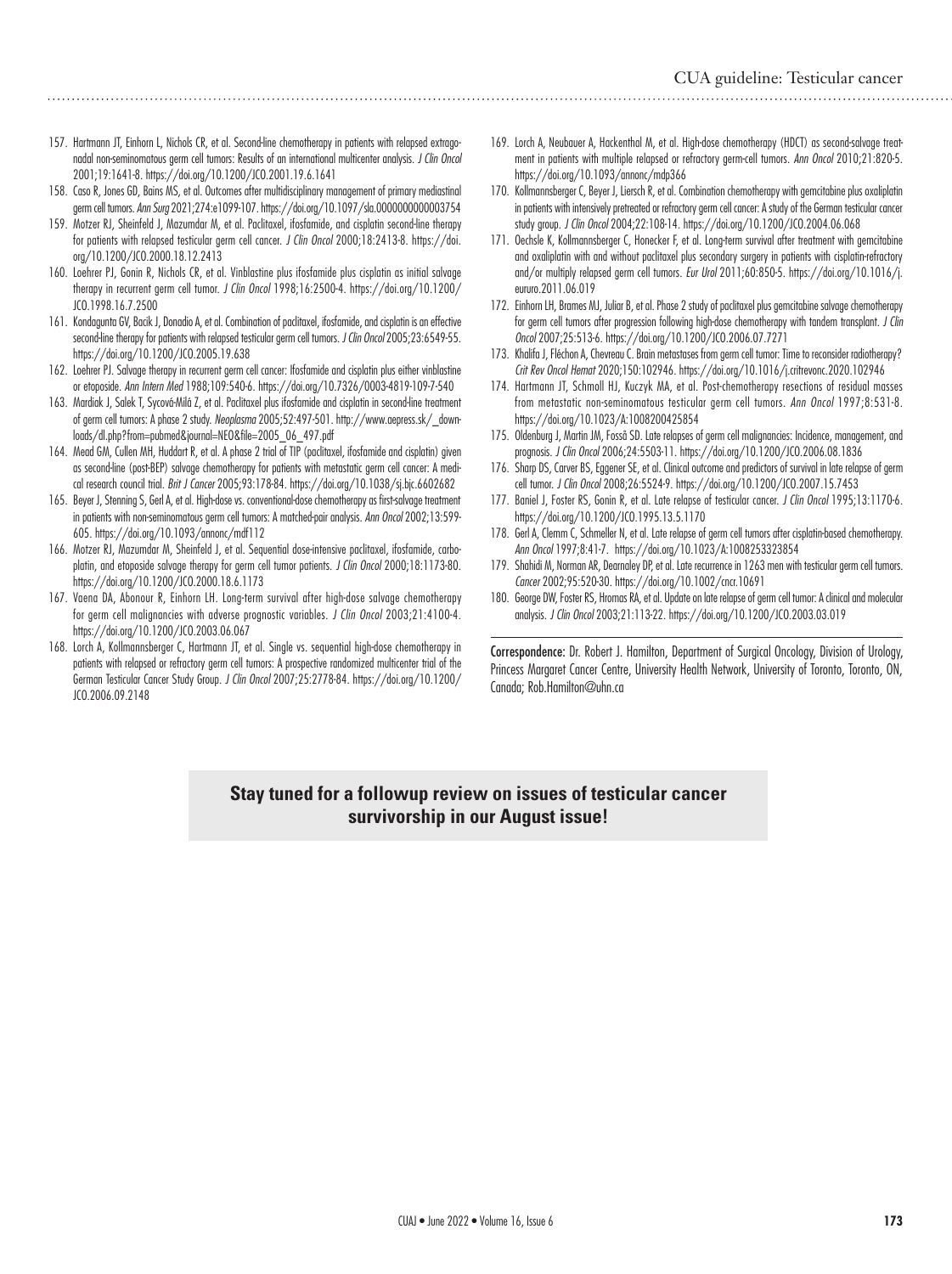157. Hartmann JT, Einhorn L, Nichols CR, et al. Second-line chemotherapy in patients with relapsed extragonadal non-seminomatous germ cell tumors: Results of an international multicenter analysis. *J Clin Oncol* 2001;19:1641-8. https://doi.org/10.1200/JCO.2001.19.6.1641
158. Caso R, Jones GD, Bains MS, et al. Outcomes after multidisciplinary management of primary mediastinal germ cell tumors. *Ann Surg* 2021;274:e1099-107. https://doi.org/10.1097/sla.0000000000003754
159. Motzer RJ, Sheinfeld J, Mazumdar M, et al. Paclitaxel, ifosfamide, and cisplatin second-line therapy for patients with relapsed testicular germ cell cancer. *J Clin Oncol* 2000;18:2413-8. https://doi.org/10.1200/JCO.2000.18.12.2413
160. Loehrer PJ, Gonin R, Nichols CR, et al. Vinblastine plus ifosfamide plus cisplatin as initial salvage therapy in recurrent germ cell tumor. *J Clin Oncol* 1998;16:2500-4. https://doi.org/10.1200/JCO.1998.16.7.2500
161. Kondagunta GV, Bacik J, Donadio A, et al. Combination of paclitaxel, ifosfamide, and cisplatin is an effective second-line therapy for patients with relapsed testicular germ cell tumors. *J Clin Oncol* 2005;23:6549-55. https://doi.org/10.1200/JCO.2005.19.638
162. Loehrer PJ. Salvage therapy in recurrent germ cell cancer: Ifosfamide and cisplatin plus either vinblastine or etoposide. *Ann Intern Med* 1988;109:540-6. https://doi.org/10.7326/0003-4819-109-7-540
163. Mardiak J, Salek T, Sycová-Milá Z, et al. Paclitaxel plus ifosfamide and cisplatin in second-line treatment of germ cell tumors: A phase 2 study. *Neoplasma* 2005;52:497-501. http://www.aepress.sk/_downloads/dl.php?from=pubmed&journal=NEO&file=2005_06_497.pdf
164. Mead GM, Cullen MH, Huddart R, et al. A phase 2 trial of TIP (paclitaxel, ifosfamide and cisplatin) given as second-line (post-BEP) salvage chemotherapy for patients with metastatic germ cell cancer: A medical research council trial. *Brit J Cancer* 2005;93:178-84. https://doi.org/10.1038/sj.bjc.6602682
165. Beyer J, Stenning S, Gerl A, et al. High-dose vs. conventional-dose chemotherapy as first-salvage treatment in patients with non-seminomatous germ cell tumors: A matched-pair analysis. *Ann Oncol* 2002;13:599-605. https://doi.org/10.1093/annonc/mdf112
166. Motzer RJ, Mazumdar M, Sheinfeld J, et al. Sequential dose-intensive paclitaxel, ifosfamide, carboplatin, and etoposide salvage therapy for germ cell tumor patients. *J Clin Oncol* 2000;18:1173-80. https://doi.org/10.1200/JCO.2000.18.6.1173
167. Vaena DA, Abonour R, Einhorn LH. Long-term survival after high-dose salvage chemotherapy for germ cell malignancies with adverse prognostic variables. *J Clin Oncol* 2003;21:4100-4. https://doi.org/10.1200/JCO.2003.06.067
168. Lorch A, Kollmannsberger C, Hartmann JT, et al. Single vs. sequential high-dose chemotherapy in patients with relapsed or refractory germ cell tumors: A prospective randomized multicenter trial of the German Testicular Cancer Study Group. *J Clin Oncol* 2007;25:2778-84. https://doi.org/10.1200/JCO.2006.09.2148
169. Lorch A, Neubauer A, Hackenthal M, et al. High-dose chemotherapy (HDCT) as second-salvage treatment in patients with multiple relapsed or refractory germ-cell tumors. *Ann Oncol* 2010;21:820-5. https://doi.org/10.1093/annonc/mdp366
170. Kollmannsberger C, Beyer J, Liersch R, et al. Combination chemotherapy with gemcitabine plus oxaliplatin in patients with intensively pretreated or refractory germ cell cancer: A study of the German testicular cancer study group. *J Clin Oncol* 2004;22:108-14. https://doi.org/10.1200/JCO.2004.06.068
171. Oechsle K, Kollmannsberger C, Honecker F, et al. Long-term survival after treatment with gemcitabine and oxaliplatin with and without paclitaxel plus secondary surgery in patients with cisplatin-refractory and/or multiply relapsed germ cell tumors. *Eur Urol* 2011;60:850-5. https://doi.org/10.1016/j.eururo.2011.06.019
172. Einhorn LH, Brames MJ, Juliar B, et al. Phase 2 study of paclitaxel plus gemcitabine salvage chemotherapy for germ cell tumors after progression following high-dose chemotherapy with tandem transplant. *J Clin Oncol* 2007;25:513-6. https://doi.org/10.1200/JCO.2006.07.7271
173. Khalifa J, Fléchon A, Chevreau C. Brain metastases from germ cell tumor: Time to reconsider radiotherapy? *Crit Rev Oncol Hemat* 2020;150:102946. https://doi.org/10.1016/j.critrevonc.2020.102946
174. Hartmann JT, Schmoll HJ, Kuczyk MA, et al. Post-chemotherapy resections of residual masses from metastatic non-seminomatous testicular germ cell tumors. *Ann Oncol* 1997;8:531-8. https://doi.org/10.1023/A:1008200425854
175. Oldenburg J, Martin JM, Fosså SD. Late relapses of germ cell malignancies: Incidence, management, and prognosis. *J Clin Oncol* 2006;24:5503-11. https://doi.org/10.1200/JCO.2006.08.1836
176. Sharp DS, Carver BS, Eggener SE, et al. Clinical outcome and predictors of survival in late relapse of germ cell tumor. *J Clin Oncol* 2008;26:5524-9. https://doi.org/10.1200/JCO.2007.15.7453
177. Baniel J, Foster RS, Gonin R, et al. Late relapse of testicular cancer. *J Clin Oncol* 1995;13:1170-6. https://doi.org/10.1200/JCO.1995.13.5.1170
178. Gerl A, Clemm C, Schmeller N, et al. Late relapse of germ cell tumors after cisplatin-based chemotherapy. *Ann Oncol* 1997;8:41-7. https://doi.org/10.1023/A:1008253323854
179. Shahidi M, Norman AR, Dearnaley DP, et al. Late recurrence in 1263 men with testicular germ cell tumors. *Cancer* 2002;95:520-30. https://doi.org/10.1002/cncr.10691
180. George DW, Foster RS, Hromas RA, et al. Update on late relapse of germ cell tumor: A clinical and molecular analysis. *J Clin Oncol* 2003;21:113-22. https://doi.org/10.1200/JCO.2003.03.019

**Correspondence:** Dr. Robert J. Hamilton, Department of Surgical Oncology, Division of Urology, Princess Margaret Cancer Centre, University Health Network, University of Toronto, Toronto, ON, Canada; Rob.Hamilton@uhn.ca

**Stay tuned for a followup review on issues of testicular cancer survivorship in our August issue!**